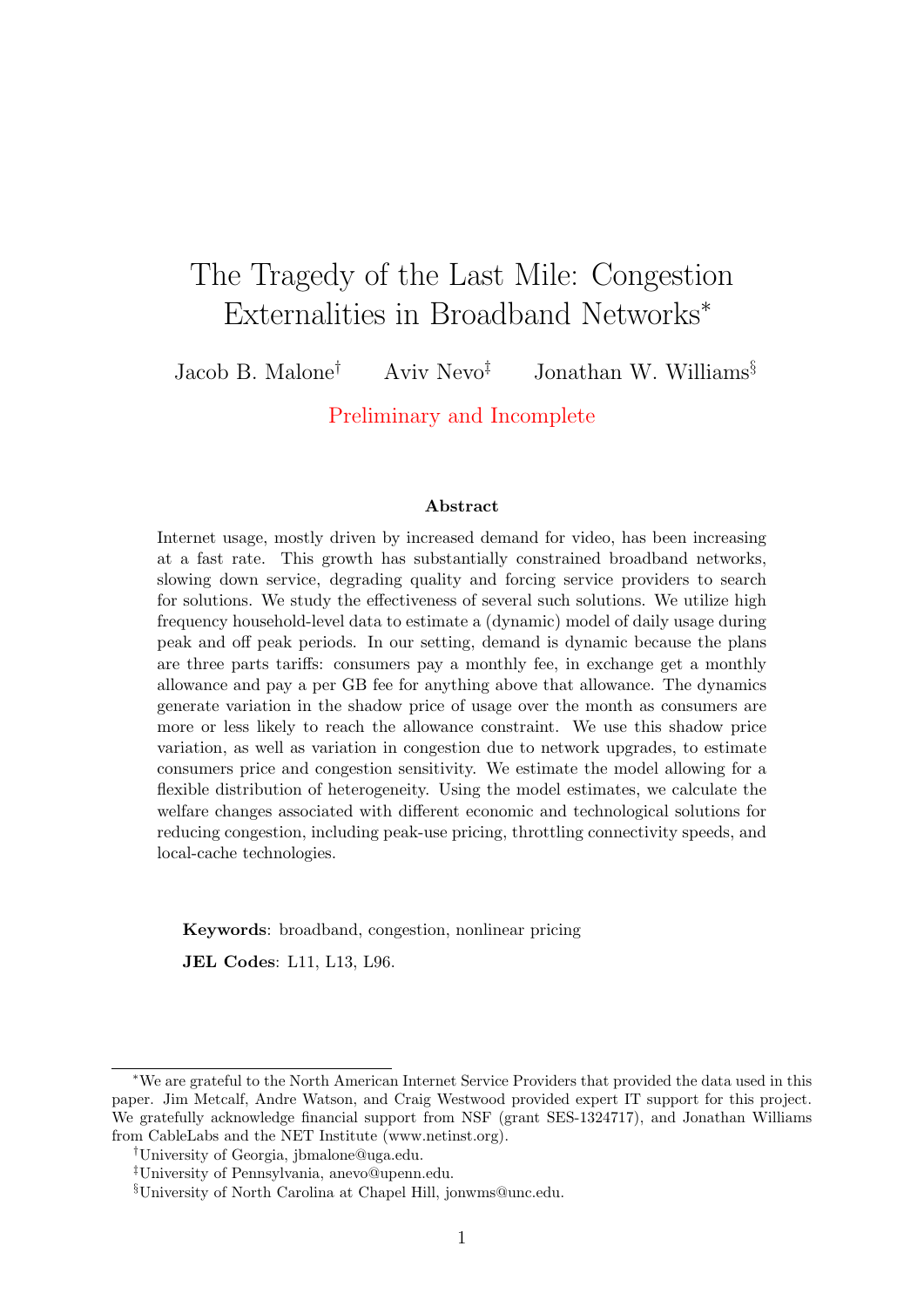# The Tragedy of the Last Mile: Congestion Externalities in Broadband Networks*

Jacob B. Malone[†] Aviv Nevo[‡] Jonathan W. Williams[§]

Preliminary and Incomplete

### Abstract

Internet usage, mostly driven by increased demand for video, has been increasing at a fast rate. This growth has substantially constrained broadband networks, slowing down service, degrading quality and forcing service providers to search for solutions. We study the effectiveness of several such solutions. We utilize high frequency household-level data to estimate a (dynamic) model of daily usage during peak and off peak periods. In our setting, demand is dynamic because the plans are three parts tariffs: consumers pay a monthly fee, in exchange get a monthly allowance and pay a per GB fee for anything above that allowance. The dynamics generate variation in the shadow price of usage over the month as consumers are more or less likely to reach the allowance constraint. We use this shadow price variation, as well as variation in congestion due to network upgrades, to estimate consumers price and congestion sensitivity. We estimate the model allowing for a flexible distribution of heterogeneity. Using the model estimates, we calculate the welfare changes associated with different economic and technological solutions for reducing congestion, including peak-use pricing, throttling connectivity speeds, and local-cache technologies.

**Keywords**: broadband, congestion, nonlinear pricing

**JEL Codes**: L11, L13, L96.

---

*We are grateful to the North American Internet Service Providers that provided the data used in this paper. Jim Metcalf, Andre Watson, and Craig Westwood provided expert IT support for this project. We gratefully acknowledge financial support from NSF (grant SES-1324717), and Jonathan Williams from CableLabs and the NET Institute (www.netinst.org).

[†]University of Georgia, jbmalone@uga.edu.

[‡]University of Pennsylvania, anevo@upenn.edu.

[§]University of North Carolina at Chapel Hill, jonwms@unc.edu.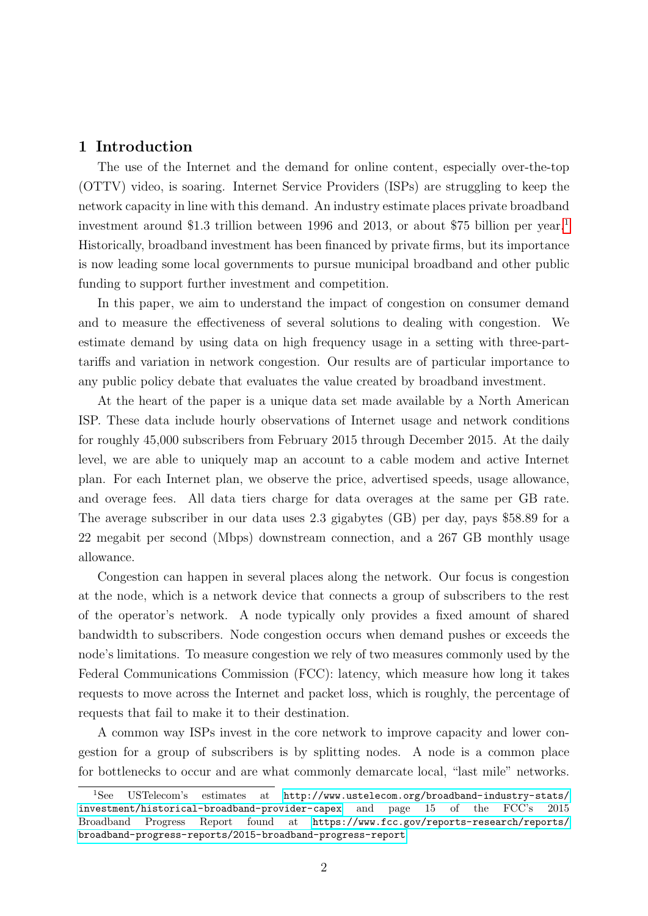# 1 Introduction

The use of the Internet and the demand for online content, especially over-the-top (OTTV) video, is soaring. Internet Service Providers (ISPs) are struggling to keep the network capacity in line with this demand. An industry estimate places private broadband investment around \$1.3 trillion between 1996 and 2013, or about \$75 billion per year.[1] Historically, broadband investment has been financed by private firms, but its importance is now leading some local governments to pursue municipal broadband and other public funding to support further investment and competition.

In this paper, we aim to understand the impact of congestion on consumer demand and to measure the effectiveness of several solutions to dealing with congestion. We estimate demand by using data on high frequency usage in a setting with three-part-tariffs and variation in network congestion. Our results are of particular importance to any public policy debate that evaluates the value created by broadband investment.

At the heart of the paper is a unique data set made available by a North American ISP. These data include hourly observations of Internet usage and network conditions for roughly 45,000 subscribers from February 2015 through December 2015. At the daily level, we are able to uniquely map an account to a cable modem and active Internet plan. For each Internet plan, we observe the price, advertised speeds, usage allowance, and overage fees. All data tiers charge for data overages at the same per GB rate. The average subscriber in our data uses 2.3 gigabytes (GB) per day, pays \$58.89 for a 22 megabit per second (Mbps) downstream connection, and a 267 GB monthly usage allowance.

Congestion can happen in several places along the network. Our focus is congestion at the node, which is a network device that connects a group of subscribers to the rest of the operator's network. A node typically only provides a fixed amount of shared bandwidth to subscribers. Node congestion occurs when demand pushes or exceeds the node's limitations. To measure congestion we rely of two measures commonly used by the Federal Communications Commission (FCC): latency, which measure how long it takes requests to move across the Internet and packet loss, which is roughly, the percentage of requests that fail to make it to their destination.

A common way ISPs invest in the core network to improve capacity and lower congestion for a group of subscribers is by splitting nodes. A node is a common place for bottlenecks to occur and are what commonly demarcate local, "last mile" networks.

[1] See USTelecom's estimates at http://www.ustelecom.org/broadband-industry-stats/investment/historical-broadband-provider-capex and page 15 of the FCC's 2015 Broadband Progress Report found at https://www.fcc.gov/reports-research/reports/broadband-progress-reports/2015-broadband-progress-report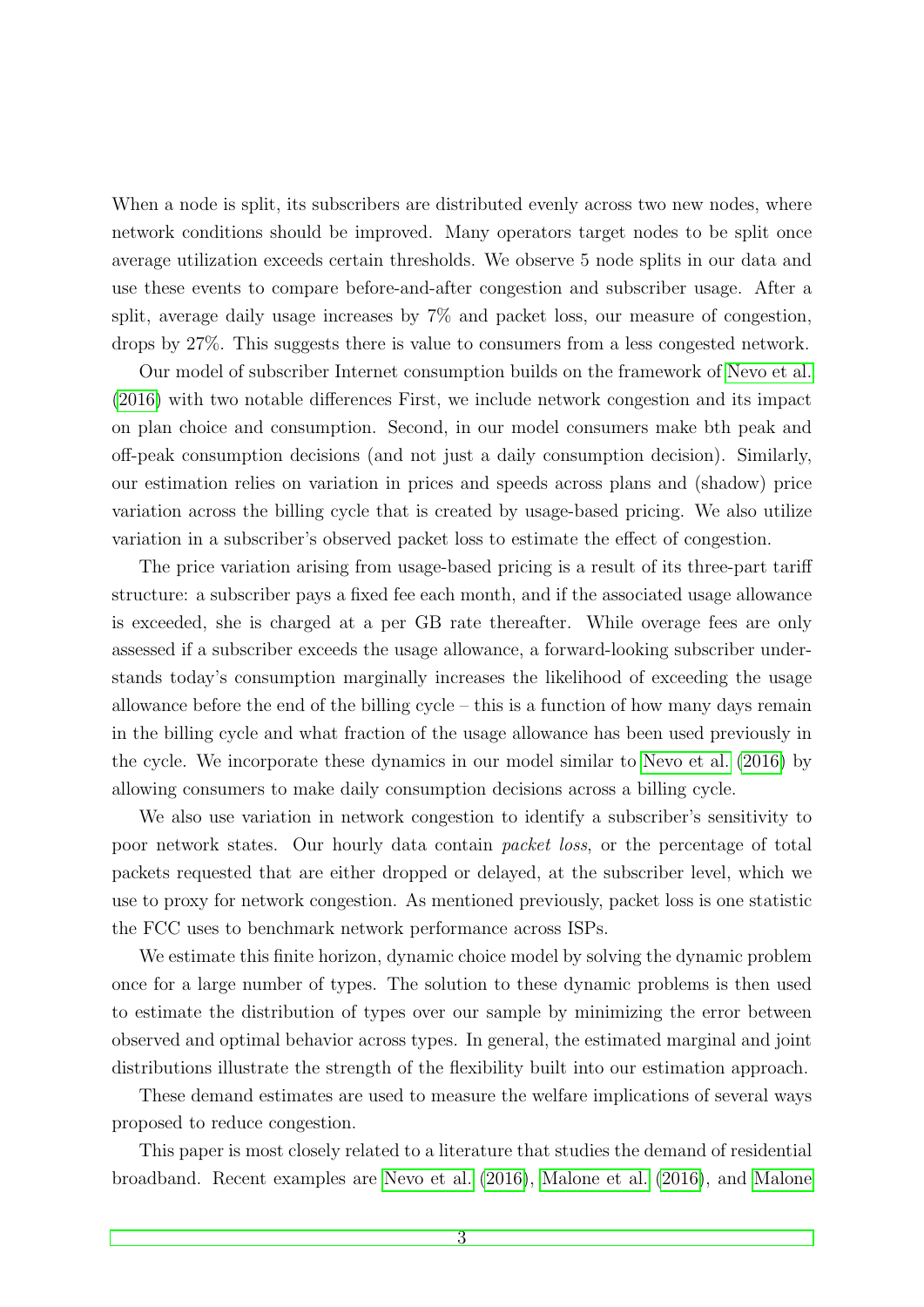When a node is split, its subscribers are distributed evenly across two new nodes, where network conditions should be improved. Many operators target nodes to be split once average utilization exceeds certain thresholds. We observe 5 node splits in our data and use these events to compare before-and-after congestion and subscriber usage. After a split, average daily usage increases by 7% and packet loss, our measure of congestion, drops by 27%. This suggests there is value to consumers from a less congested network.

Our model of subscriber Internet consumption builds on the framework of Nevo et al. (2016) with two notable differences First, we include network congestion and its impact on plan choice and consumption. Second, in our model consumers make bth peak and off-peak consumption decisions (and not just a daily consumption decision). Similarly, our estimation relies on variation in prices and speeds across plans and (shadow) price variation across the billing cycle that is created by usage-based pricing. We also utilize variation in a subscriber's observed packet loss to estimate the effect of congestion.

The price variation arising from usage-based pricing is a result of its three-part tariff structure: a subscriber pays a fixed fee each month, and if the associated usage allowance is exceeded, she is charged at a per GB rate thereafter. While overage fees are only assessed if a subscriber exceeds the usage allowance, a forward-looking subscriber understands today's consumption marginally increases the likelihood of exceeding the usage allowance before the end of the billing cycle – this is a function of how many days remain in the billing cycle and what fraction of the usage allowance has been used previously in the cycle. We incorporate these dynamics in our model similar to Nevo et al. (2016) by allowing consumers to make daily consumption decisions across a billing cycle.

We also use variation in network congestion to identify a subscriber's sensitivity to poor network states. Our hourly data contain *packet loss*, or the percentage of total packets requested that are either dropped or delayed, at the subscriber level, which we use to proxy for network congestion. As mentioned previously, packet loss is one statistic the FCC uses to benchmark network performance across ISPs.

We estimate this finite horizon, dynamic choice model by solving the dynamic problem once for a large number of types. The solution to these dynamic problems is then used to estimate the distribution of types over our sample by minimizing the error between observed and optimal behavior across types. In general, the estimated marginal and joint distributions illustrate the strength of the flexibility built into our estimation approach.

These demand estimates are used to measure the welfare implications of several ways proposed to reduce congestion.

This paper is most closely related to a literature that studies the demand of residential broadband. Recent examples are Nevo et al. (2016), Malone et al. (2016), and Malone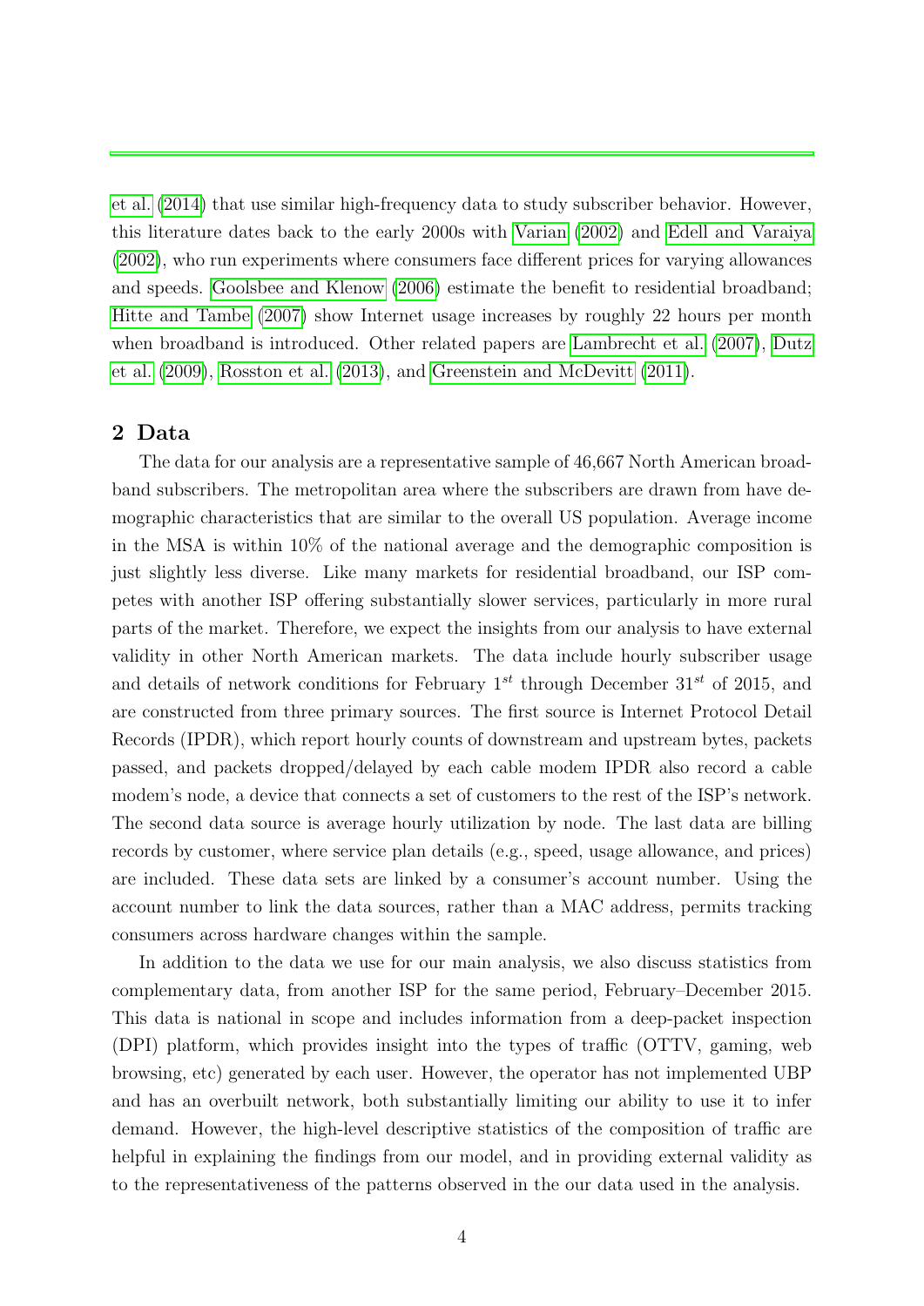et al. (2014) that use similar high-frequency data to study subscriber behavior. However, this literature dates back to the early 2000s with Varian (2002) and Edell and Varaiya (2002), who run experiments where consumers face different prices for varying allowances and speeds. Goolsbee and Klenow (2006) estimate the benefit to residential broadband; Hitte and Tambe (2007) show Internet usage increases by roughly 22 hours per month when broadband is introduced. Other related papers are Lambrecht et al. (2007), Dutz et al. (2009), Rosston et al. (2013), and Greenstein and McDevitt (2011).

## 2 Data

The data for our analysis are a representative sample of 46,667 North American broadband subscribers. The metropolitan area where the subscribers are drawn from have demographic characteristics that are similar to the overall US population. Average income in the MSA is within 10% of the national average and the demographic composition is just slightly less diverse. Like many markets for residential broadband, our ISP competes with another ISP offering substantially slower services, particularly in more rural parts of the market. Therefore, we expect the insights from our analysis to have external validity in other North American markets. The data include hourly subscriber usage and details of network conditions for February $1^{st}$ through December $31^{st}$ of 2015, and are constructed from three primary sources. The first source is Internet Protocol Detail Records (IPDR), which report hourly counts of downstream and upstream bytes, packets passed, and packets dropped/delayed by each cable modem IPDR also record a cable modem's node, a device that connects a set of customers to the rest of the ISP's network. The second data source is average hourly utilization by node. The last data are billing records by customer, where service plan details (e.g., speed, usage allowance, and prices) are included. These data sets are linked by a consumer's account number. Using the account number to link the data sources, rather than a MAC address, permits tracking consumers across hardware changes within the sample.

In addition to the data we use for our main analysis, we also discuss statistics from complementary data, from another ISP for the same period, February–December 2015. This data is national in scope and includes information from a deep-packet inspection (DPI) platform, which provides insight into the types of traffic (OTTV, gaming, web browsing, etc) generated by each user. However, the operator has not implemented UBP and has an overbuilt network, both substantially limiting our ability to use it to infer demand. However, the high-level descriptive statistics of the composition of traffic are helpful in explaining the findings from our model, and in providing external validity as to the representativeness of the patterns observed in the our data used in the analysis.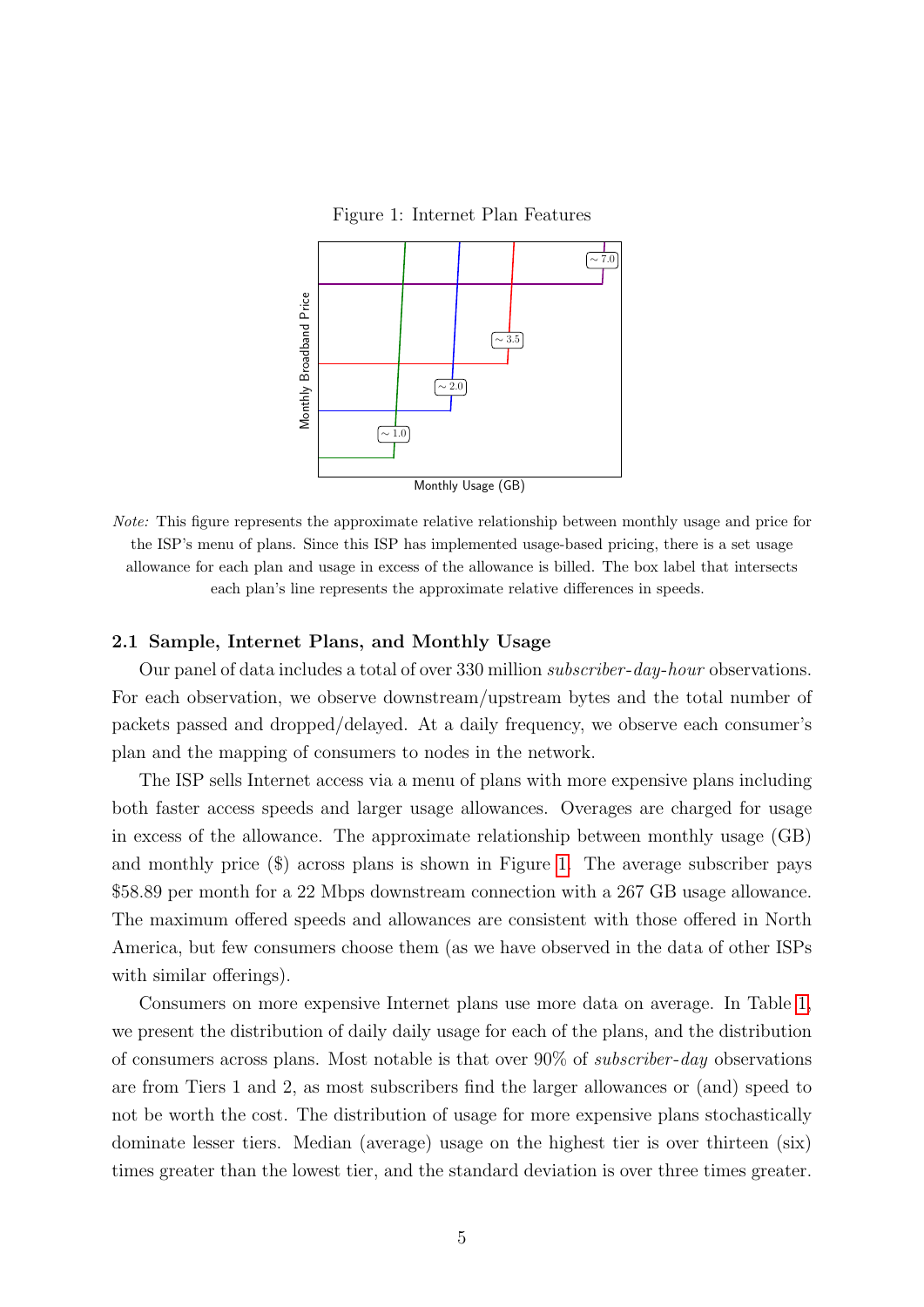Figure 1: Internet Plan Features

*Note:* This figure represents the approximate relative relationship between monthly usage and price for the ISP's menu of plans. Since this ISP has implemented usage-based pricing, there is a set usage allowance for each plan and usage in excess of the allowance is billed. The box label that intersects each plan's line represents the approximate relative differences in speeds.

### 2.1 Sample, Internet Plans, and Monthly Usage

Our panel of data includes a total of over 330 million *subscriber-day-hour* observations. For each observation, we observe downstream/upstream bytes and the total number of packets passed and dropped/delayed. At a daily frequency, we observe each consumer's plan and the mapping of consumers to nodes in the network.

The ISP sells Internet access via a menu of plans with more expensive plans including both faster access speeds and larger usage allowances. Overages are charged for usage in excess of the allowance. The approximate relationship between monthly usage (GB) and monthly price ($) across plans is shown in Figure 1. The average subscriber pays $58.89 per month for a 22 Mbps downstream connection with a 267 GB usage allowance. The maximum offered speeds and allowances are consistent with those offered in North America, but few consumers choose them (as we have observed in the data of other ISPs with similar offerings).

Consumers on more expensive Internet plans use more data on average. In Table 1, we present the distribution of daily daily usage for each of the plans, and the distribution of consumers across plans. Most notable is that over 90% of *subscriber-day* observations are from Tiers 1 and 2, as most subscribers find the larger allowances or (and) speed to not be worth the cost. The distribution of usage for more expensive plans stochastically dominate lesser tiers. Median (average) usage on the highest tier is over thirteen (six) times greater than the lowest tier, and the standard deviation is over three times greater.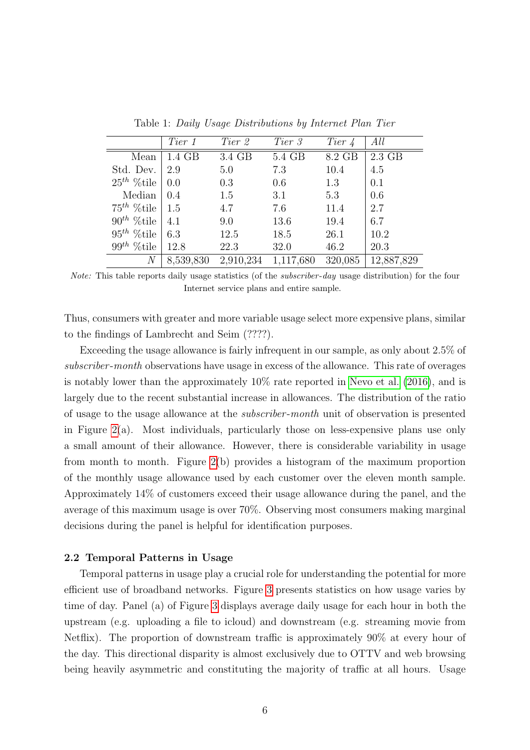Table 1: *Daily Usage Distributions by Internet Plan Tier*

| | *Tier 1* | *Tier 2* | *Tier 3* | *Tier 4* | *All* |
|---|---|---|---|---|---|
| Mean | 1.4 GB | 3.4 GB | 5.4 GB | 8.2 GB | 2.3 GB |
| Std. Dev. | 2.9 | 5.0 | 7.3 | 10.4 | 4.5 |
| $25^{th}$ %tile | 0.0 | 0.3 | 0.6 | 1.3 | 0.1 |
| Median | 0.4 | 1.5 | 3.1 | 5.3 | 0.6 |
| $75^{th}$ %tile | 1.5 | 4.7 | 7.6 | 11.4 | 2.7 |
| $90^{th}$ %tile | 4.1 | 9.0 | 13.6 | 19.4 | 6.7 |
| $95^{th}$ %tile | 6.3 | 12.5 | 18.5 | 26.1 | 10.2 |
| $99^{th}$ %tile | 12.8 | 22.3 | 32.0 | 46.2 | 20.3 |
| $N$ | 8,539,830 | 2,910,234 | 1,117,680 | 320,085 | 12,887,829 |

*Note:* This table reports daily usage statistics (of the *subscriber-day* usage distribution) for the four Internet service plans and entire sample.

Thus, consumers with greater and more variable usage select more expensive plans, similar to the findings of Lambrecht and Seim (????).

Exceeding the usage allowance is fairly infrequent in our sample, as only about 2.5% of *subscriber-month* observations have usage in excess of the allowance. This rate of overages is notably lower than the approximately 10% rate reported in Nevo et al. (2016), and is largely due to the recent substantial increase in allowances. The distribution of the ratio of usage to the usage allowance at the *subscriber-month* unit of observation is presented in Figure 2(a). Most individuals, particularly those on less-expensive plans use only a small amount of their allowance. However, there is considerable variability in usage from month to month. Figure 2(b) provides a histogram of the maximum proportion of the monthly usage allowance used by each customer over the eleven month sample. Approximately 14% of customers exceed their usage allowance during the panel, and the average of this maximum usage is over 70%. Observing most consumers making marginal decisions during the panel is helpful for identification purposes.

### 2.2 Temporal Patterns in Usage

Temporal patterns in usage play a crucial role for understanding the potential for more efficient use of broadband networks. Figure 3 presents statistics on how usage varies by time of day. Panel (a) of Figure 3 displays average daily usage for each hour in both the upstream (e.g. uploading a file to icloud) and downstream (e.g. streaming movie from Netflix). The proportion of downstream traffic is approximately 90% at every hour of the day. This directional disparity is almost exclusively due to OTTV and web browsing being heavily asymmetric and constituting the majority of traffic at all hours. Usage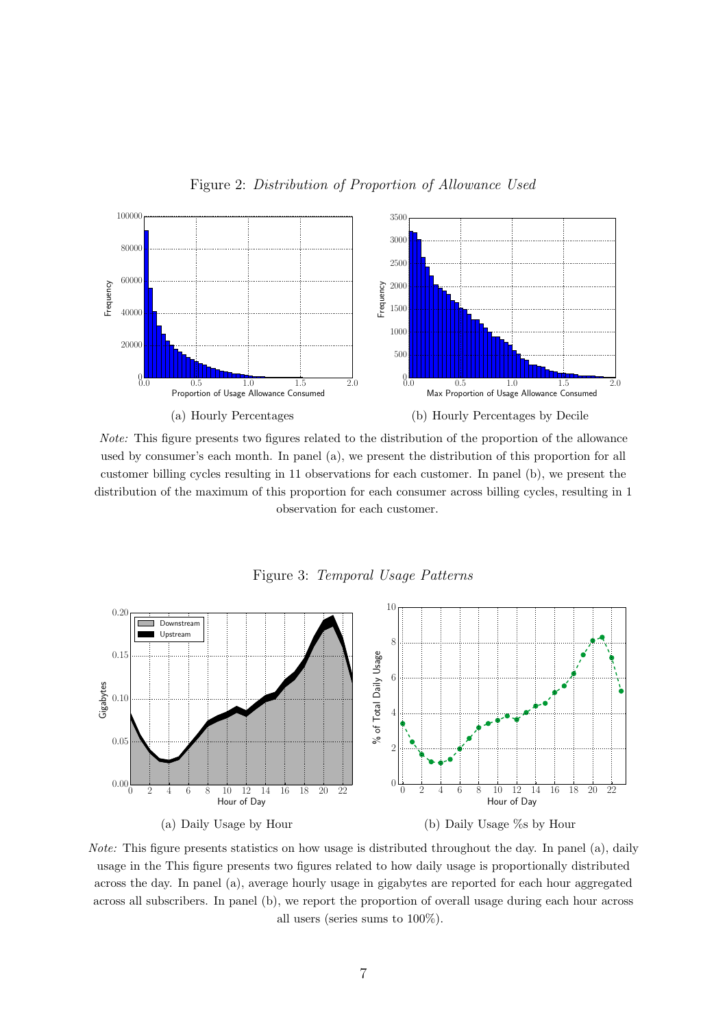Figure 2: *Distribution of Proportion of Allowance Used*

(a) Hourly Percentages

(b) Hourly Percentages by Decile

*Note:* This figure presents two figures related to the distribution of the proportion of the allowance used by consumer's each month. In panel (a), we present the distribution of this proportion for all customer billing cycles resulting in 11 observations for each customer. In panel (b), we present the distribution of the maximum of this proportion for each consumer across billing cycles, resulting in 1 observation for each customer.

Figure 3: *Temporal Usage Patterns*

(a) Daily Usage by Hour

(b) Daily Usage %s by Hour

*Note:* This figure presents statistics on how usage is distributed throughout the day. In panel (a), daily usage in the This figure presents two figures related to how daily usage is proportionally distributed across the day. In panel (a), average hourly usage in gigabytes are reported for each hour aggregated across all subscribers. In panel (b), we report the proportion of overall usage during each hour across all users (series sums to 100%).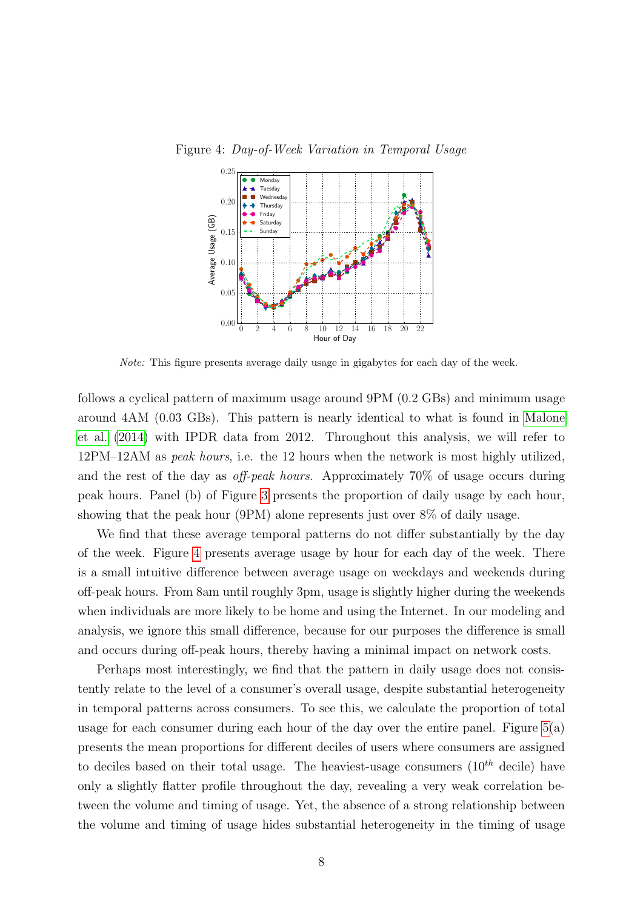Figure 4: *Day-of-Week Variation in Temporal Usage*

*Note:* This figure presents average daily usage in gigabytes for each day of the week.

follows a cyclical pattern of maximum usage around 9PM (0.2 GBs) and minimum usage around 4AM (0.03 GBs). This pattern is nearly identical to what is found in Malone et al. (2014) with IPDR data from 2012. Throughout this analysis, we will refer to 12PM–12AM as *peak hours*, i.e. the 12 hours when the network is most highly utilized, and the rest of the day as *off-peak hours*. Approximately 70% of usage occurs during peak hours. Panel (b) of Figure 3 presents the proportion of daily usage by each hour, showing that the peak hour (9PM) alone represents just over 8% of daily usage.

We find that these average temporal patterns do not differ substantially by the day of the week. Figure 4 presents average usage by hour for each day of the week. There is a small intuitive difference between average usage on weekdays and weekends during off-peak hours. From 8am until roughly 3pm, usage is slightly higher during the weekends when individuals are more likely to be home and using the Internet. In our modeling and analysis, we ignore this small difference, because for our purposes the difference is small and occurs during off-peak hours, thereby having a minimal impact on network costs.

Perhaps most interestingly, we find that the pattern in daily usage does not consistently relate to the level of a consumer's overall usage, despite substantial heterogeneity in temporal patterns across consumers. To see this, we calculate the proportion of total usage for each consumer during each hour of the day over the entire panel. Figure 5(a) presents the mean proportions for different deciles of users where consumers are assigned to deciles based on their total usage. The heaviest-usage consumers ($10^{th}$ decile) have only a slightly flatter profile throughout the day, revealing a very weak correlation between the volume and timing of usage. Yet, the absence of a strong relationship between the volume and timing of usage hides substantial heterogeneity in the timing of usage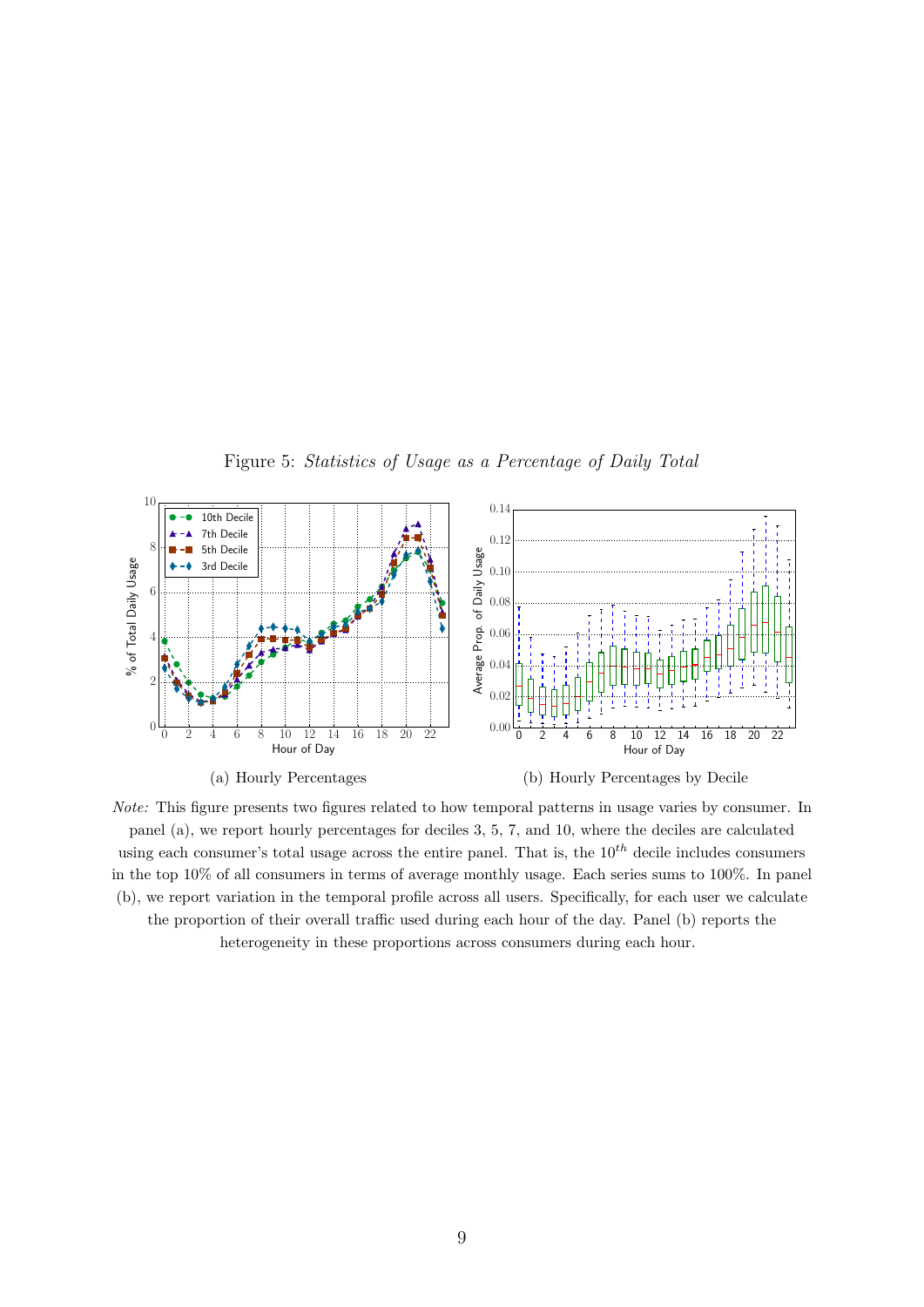Figure 5: *Statistics of Usage as a Percentage of Daily Total*

(a) Hourly Percentages

(b) Hourly Percentages by Decile

*Note:* This figure presents two figures related to how temporal patterns in usage varies by consumer. In panel (a), we report hourly percentages for deciles 3, 5, 7, and 10, where the deciles are calculated using each consumer's total usage across the entire panel. That is, the $10^{th}$ decile includes consumers in the top 10% of all consumers in terms of average monthly usage. Each series sums to 100%. In panel (b), we report variation in the temporal profile across all users. Specifically, for each user we calculate the proportion of their overall traffic used during each hour of the day. Panel (b) reports the heterogeneity in these proportions across consumers during each hour.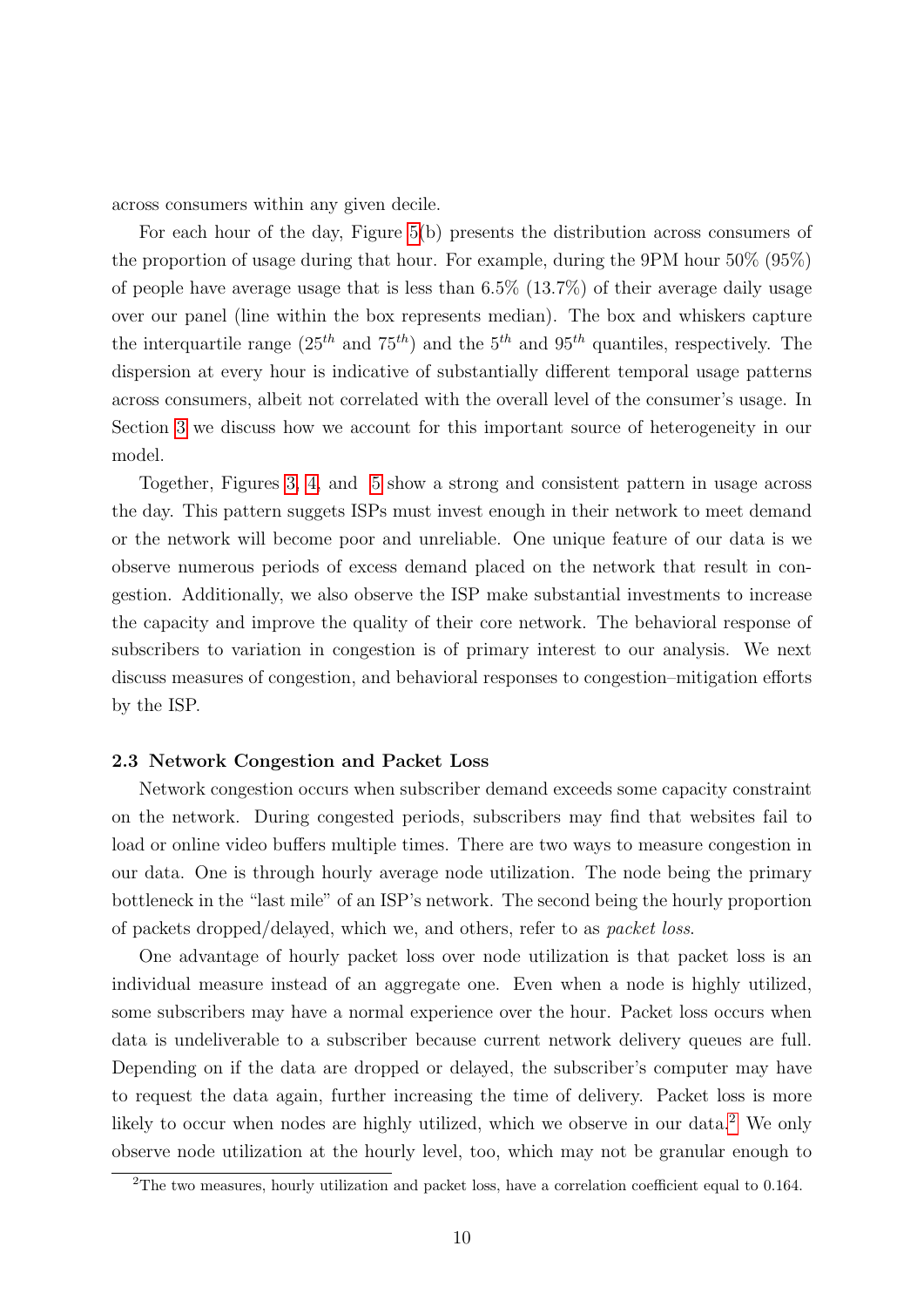across consumers within any given decile.

For each hour of the day, Figure 5(b) presents the distribution across consumers of the proportion of usage during that hour. For example, during the 9PM hour 50% (95%) of people have average usage that is less than 6.5% (13.7%) of their average daily usage over our panel (line within the box represents median). The box and whiskers capture the interquartile range ($25^{th}$ and $75^{th}$) and the $5^{th}$ and $95^{th}$ quantiles, respectively. The dispersion at every hour is indicative of substantially different temporal usage patterns across consumers, albeit not correlated with the overall level of the consumer's usage. In Section 3 we discuss how we account for this important source of heterogeneity in our model.

Together, Figures 3, 4, and 5 show a strong and consistent pattern in usage across the day. This pattern suggets ISPs must invest enough in their network to meet demand or the network will become poor and unreliable. One unique feature of our data is we observe numerous periods of excess demand placed on the network that result in congestion. Additionally, we also observe the ISP make substantial investments to increase the capacity and improve the quality of their core network. The behavioral response of subscribers to variation in congestion is of primary interest to our analysis. We next discuss measures of congestion, and behavioral responses to congestion–mitigation efforts by the ISP.

### 2.3 Network Congestion and Packet Loss

Network congestion occurs when subscriber demand exceeds some capacity constraint on the network. During congested periods, subscribers may find that websites fail to load or online video buffers multiple times. There are two ways to measure congestion in our data. One is through hourly average node utilization. The node being the primary bottleneck in the "last mile" of an ISP's network. The second being the hourly proportion of packets dropped/delayed, which we, and others, refer to as *packet loss*.

One advantage of hourly packet loss over node utilization is that packet loss is an individual measure instead of an aggregate one. Even when a node is highly utilized, some subscribers may have a normal experience over the hour. Packet loss occurs when data is undeliverable to a subscriber because current network delivery queues are full. Depending on if the data are dropped or delayed, the subscriber's computer may have to request the data again, further increasing the time of delivery. Packet loss is more likely to occur when nodes are highly utilized, which we observe in our data.[2] We only observe node utilization at the hourly level, too, which may not be granular enough to

[2]The two measures, hourly utilization and packet loss, have a correlation coefficient equal to 0.164.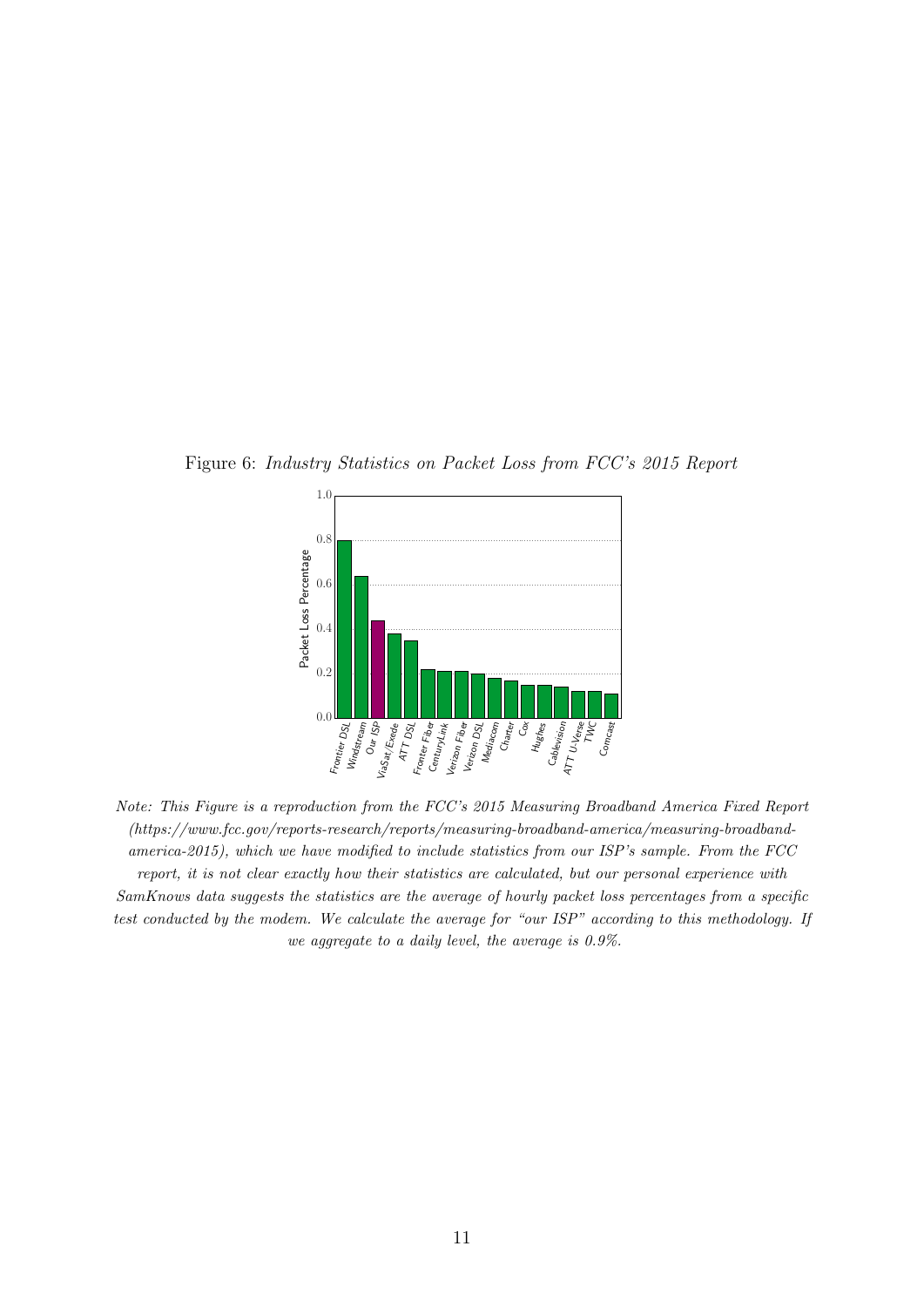Figure 6: *Industry Statistics on Packet Loss from FCC's 2015 Report*

*Note: This Figure is a reproduction from the FCC's 2015 Measuring Broadband America Fixed Report (https://www.fcc.gov/reports-research/reports/measuring-broadband-america/measuring-broadband-america-2015), which we have modified to include statistics from our ISP's sample. From the FCC report, it is not clear exactly how their statistics are calculated, but our personal experience with SamKnows data suggests the statistics are the average of hourly packet loss percentages from a specific test conducted by the modem. We calculate the average for "our ISP" according to this methodology. If we aggregate to a daily level, the average is 0.9%.*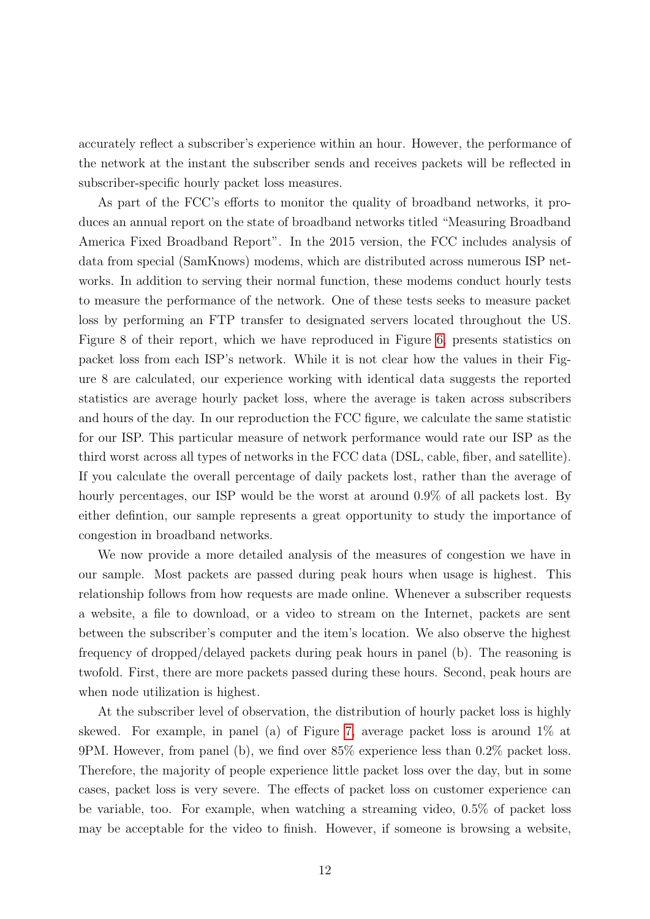accurately reflect a subscriber's experience within an hour. However, the performance of the network at the instant the subscriber sends and receives packets will be reflected in subscriber-specific hourly packet loss measures.

As part of the FCC's efforts to monitor the quality of broadband networks, it produces an annual report on the state of broadband networks titled "Measuring Broadband America Fixed Broadband Report". In the 2015 version, the FCC includes analysis of data from special (SamKnows) modems, which are distributed across numerous ISP networks. In addition to serving their normal function, these modems conduct hourly tests to measure the performance of the network. One of these tests seeks to measure packet loss by performing an FTP transfer to designated servers located throughout the US. Figure 8 of their report, which we have reproduced in Figure 6, presents statistics on packet loss from each ISP's network. While it is not clear how the values in their Figure 8 are calculated, our experience working with identical data suggests the reported statistics are average hourly packet loss, where the average is taken across subscribers and hours of the day. In our reproduction the FCC figure, we calculate the same statistic for our ISP. This particular measure of network performance would rate our ISP as the third worst across all types of networks in the FCC data (DSL, cable, fiber, and satellite). If you calculate the overall percentage of daily packets lost, rather than the average of hourly percentages, our ISP would be the worst at around 0.9% of all packets lost. By either defintion, our sample represents a great opportunity to study the importance of congestion in broadband networks.

We now provide a more detailed analysis of the measures of congestion we have in our sample. Most packets are passed during peak hours when usage is highest. This relationship follows from how requests are made online. Whenever a subscriber requests a website, a file to download, or a video to stream on the Internet, packets are sent between the subscriber's computer and the item's location. We also observe the highest frequency of dropped/delayed packets during peak hours in panel (b). The reasoning is twofold. First, there are more packets passed during these hours. Second, peak hours are when node utilization is highest.

At the subscriber level of observation, the distribution of hourly packet loss is highly skewed. For example, in panel (a) of Figure 7, average packet loss is around 1% at 9PM. However, from panel (b), we find over 85% experience less than 0.2% packet loss. Therefore, the majority of people experience little packet loss over the day, but in some cases, packet loss is very severe. The effects of packet loss on customer experience can be variable, too. For example, when watching a streaming video, 0.5% of packet loss may be acceptable for the video to finish. However, if someone is browsing a website,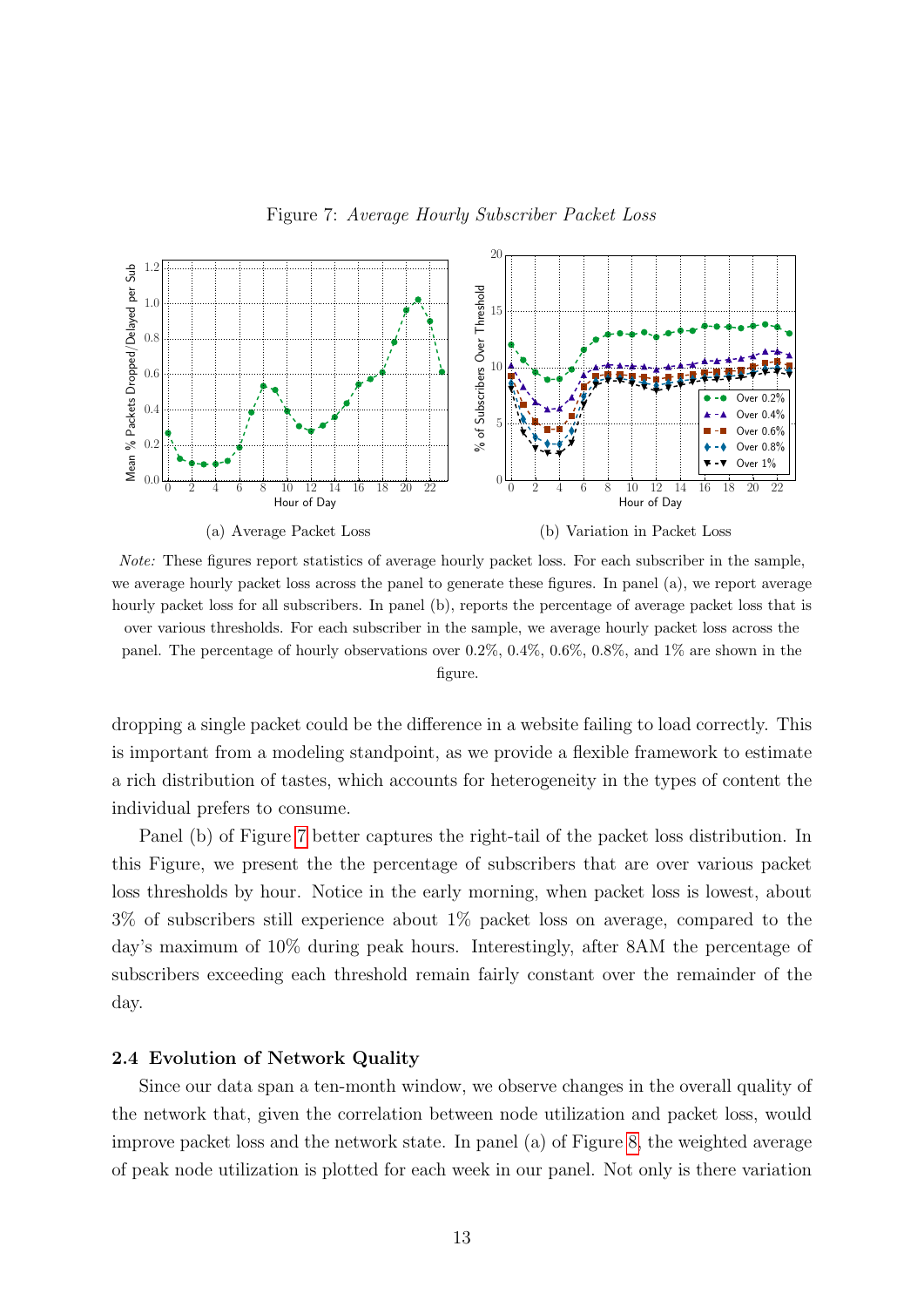Figure 7: *Average Hourly Subscriber Packet Loss*

(a) Average Packet Loss

(b) Variation in Packet Loss

*Note:* These figures report statistics of average hourly packet loss. For each subscriber in the sample, we average hourly packet loss across the panel to generate these figures. In panel (a), we report average hourly packet loss for all subscribers. In panel (b), reports the percentage of average packet loss that is over various thresholds. For each subscriber in the sample, we average hourly packet loss across the panel. The percentage of hourly observations over 0.2%, 0.4%, 0.6%, 0.8%, and 1% are shown in the figure.

dropping a single packet could be the difference in a website failing to load correctly. This is important from a modeling standpoint, as we provide a flexible framework to estimate a rich distribution of tastes, which accounts for heterogeneity in the types of content the individual prefers to consume.

Panel (b) of Figure 7 better captures the right-tail of the packet loss distribution. In this Figure, we present the the percentage of subscribers that are over various packet loss thresholds by hour. Notice in the early morning, when packet loss is lowest, about 3% of subscribers still experience about 1% packet loss on average, compared to the day's maximum of 10% during peak hours. Interestingly, after 8AM the percentage of subscribers exceeding each threshold remain fairly constant over the remainder of the day.

### 2.4 Evolution of Network Quality

Since our data span a ten-month window, we observe changes in the overall quality of the network that, given the correlation between node utilization and packet loss, would improve packet loss and the network state. In panel (a) of Figure 8, the weighted average of peak node utilization is plotted for each week in our panel. Not only is there variation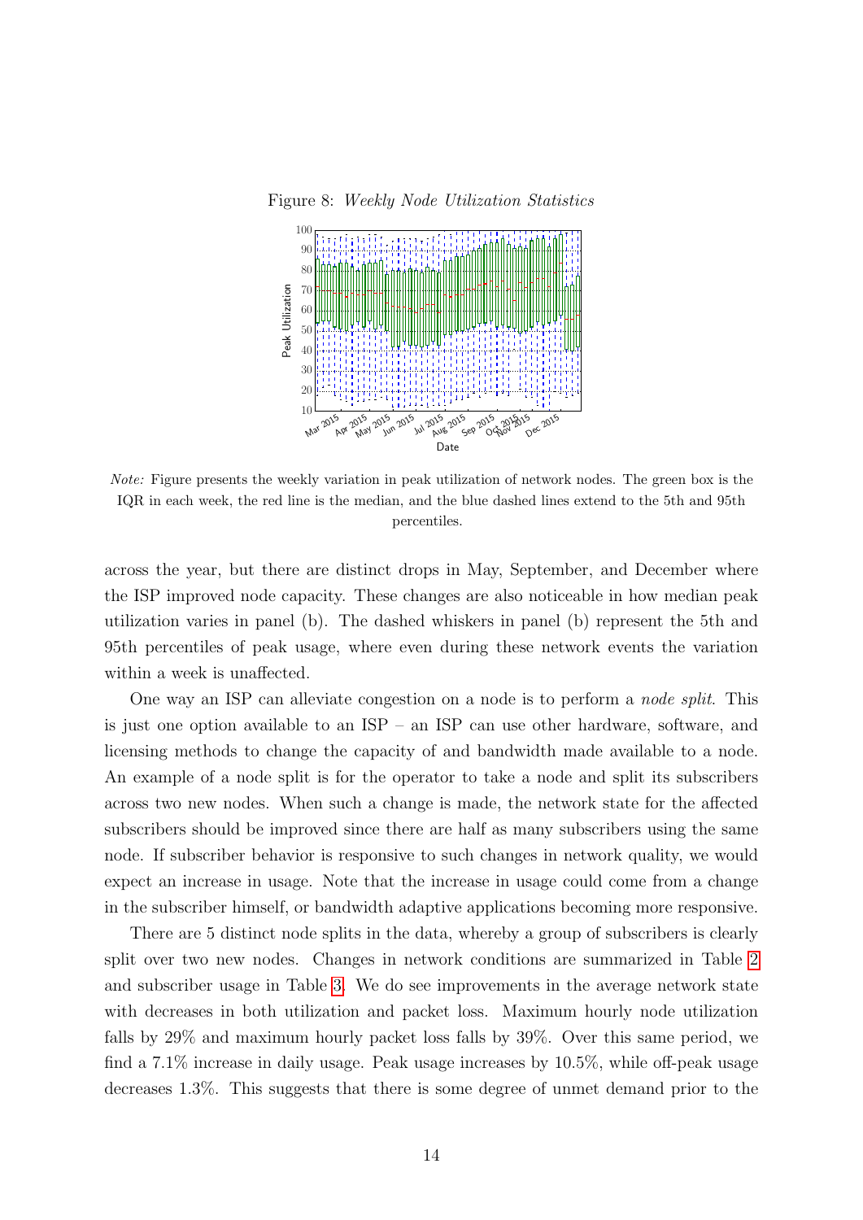Figure 8: *Weekly Node Utilization Statistics*

*Note:* Figure presents the weekly variation in peak utilization of network nodes. The green box is the IQR in each week, the red line is the median, and the blue dashed lines extend to the 5th and 95th percentiles.

across the year, but there are distinct drops in May, September, and December where the ISP improved node capacity. These changes are also noticeable in how median peak utilization varies in panel (b). The dashed whiskers in panel (b) represent the 5th and 95th percentiles of peak usage, where even during these network events the variation within a week is unaffected.

One way an ISP can alleviate congestion on a node is to perform a *node split*. This is just one option available to an ISP – an ISP can use other hardware, software, and licensing methods to change the capacity of and bandwidth made available to a node. An example of a node split is for the operator to take a node and split its subscribers across two new nodes. When such a change is made, the network state for the affected subscribers should be improved since there are half as many subscribers using the same node. If subscriber behavior is responsive to such changes in network quality, we would expect an increase in usage. Note that the increase in usage could come from a change in the subscriber himself, or bandwidth adaptive applications becoming more responsive.

There are 5 distinct node splits in the data, whereby a group of subscribers is clearly split over two new nodes. Changes in network conditions are summarized in Table 2 and subscriber usage in Table 3. We do see improvements in the average network state with decreases in both utilization and packet loss. Maximum hourly node utilization falls by 29% and maximum hourly packet loss falls by 39%. Over this same period, we find a 7.1% increase in daily usage. Peak usage increases by 10.5%, while off-peak usage decreases 1.3%. This suggests that there is some degree of unmet demand prior to the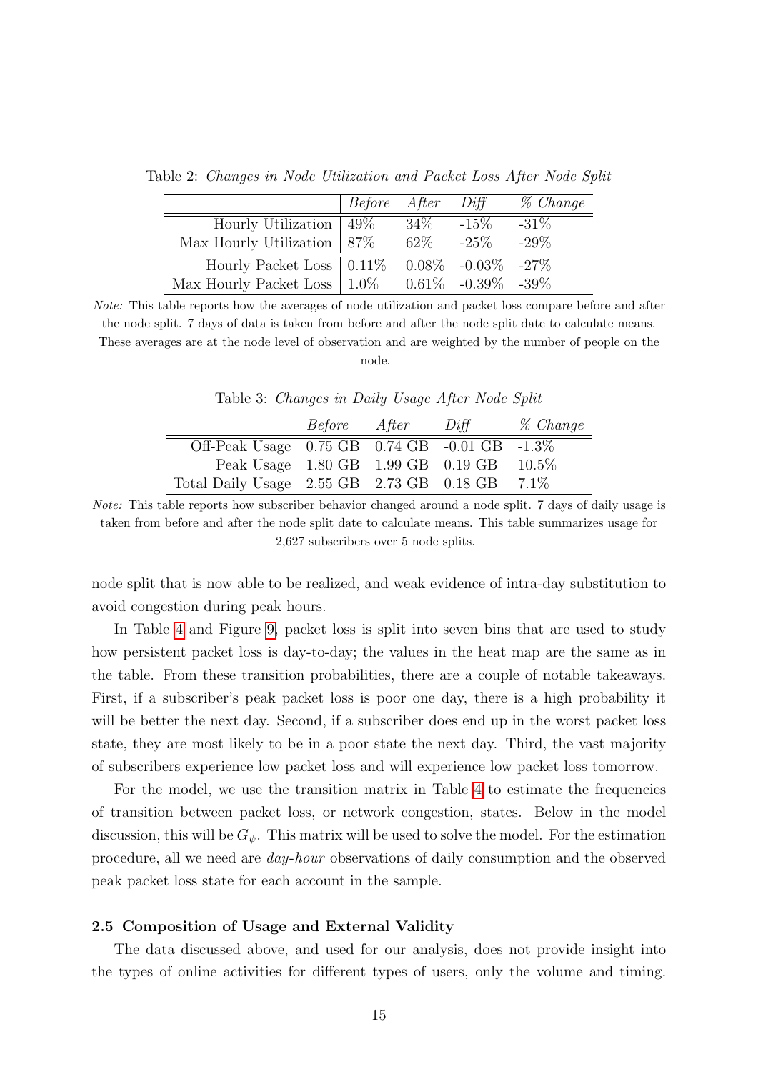Table 2: *Changes in Node Utilization and Packet Loss After Node Split*

| | *Before* | *After* | *Diff* | *% Change* |
|---|---|---|---|---|
| Hourly Utilization | 49% | 34% | -15% | -31% |
| Max Hourly Utilization | 87% | 62% | -25% | -29% |
| Hourly Packet Loss | 0.11% | 0.08% | -0.03% | -27% |
| Max Hourly Packet Loss | 1.0% | 0.61% | -0.39% | -39% |

*Note:* This table reports how the averages of node utilization and packet loss compare before and after the node split. 7 days of data is taken from before and after the node split date to calculate means. These averages are at the node level of observation and are weighted by the number of people on the node.

Table 3: *Changes in Daily Usage After Node Split*

| | *Before* | *After* | *Diff* | *% Change* |
|---|---|---|---|---|
| Off-Peak Usage | 0.75 GB | 0.74 GB | -0.01 GB | -1.3% |
| Peak Usage | 1.80 GB | 1.99 GB | 0.19 GB | 10.5% |
| Total Daily Usage | 2.55 GB | 2.73 GB | 0.18 GB | 7.1% |

*Note:* This table reports how subscriber behavior changed around a node split. 7 days of daily usage is taken from before and after the node split date to calculate means. This table summarizes usage for 2,627 subscribers over 5 node splits.

node split that is now able to be realized, and weak evidence of intra-day substitution to avoid congestion during peak hours.

In Table 4 and Figure 9, packet loss is split into seven bins that are used to study how persistent packet loss is day-to-day; the values in the heat map are the same as in the table. From these transition probabilities, there are a couple of notable takeaways. First, if a subscriber's peak packet loss is poor one day, there is a high probability it will be better the next day. Second, if a subscriber does end up in the worst packet loss state, they are most likely to be in a poor state the next day. Third, the vast majority of subscribers experience low packet loss and will experience low packet loss tomorrow.

For the model, we use the transition matrix in Table 4 to estimate the frequencies of transition between packet loss, or network congestion, states. Below in the model discussion, this will be $G_\psi$. This matrix will be used to solve the model. For the estimation procedure, all we need are *day-hour* observations of daily consumption and the observed peak packet loss state for each account in the sample.

### 2.5 Composition of Usage and External Validity

The data discussed above, and used for our analysis, does not provide insight into the types of online activities for different types of users, only the volume and timing.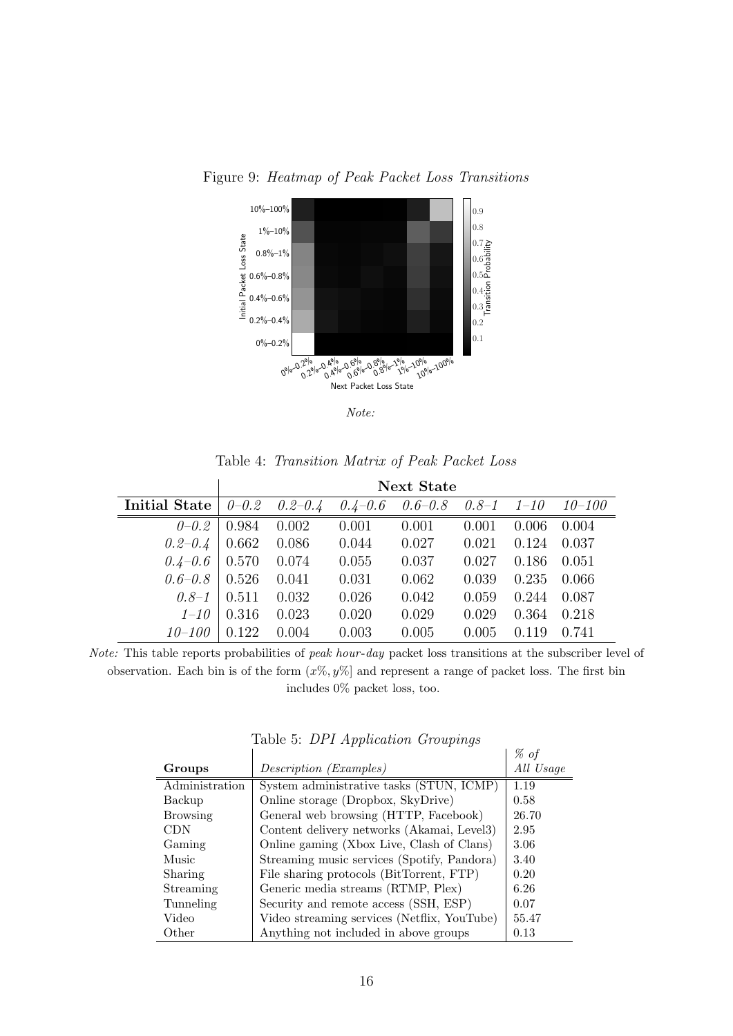Figure 9: *Heatmap of Peak Packet Loss Transitions*

*Note:*

Table 4: *Transition Matrix of Peak Packet Loss*

| | **Next State** | | | | | | |
|---|---|---|---|---|---|---|---|
| **Initial State** | *0–0.2* | *0.2–0.4* | *0.4–0.6* | *0.6–0.8* | *0.8–1* | *1–10* | *10–100* |
| *0–0.2* | 0.984 | 0.002 | 0.001 | 0.001 | 0.001 | 0.006 | 0.004 |
| *0.2–0.4* | 0.662 | 0.086 | 0.044 | 0.027 | 0.021 | 0.124 | 0.037 |
| *0.4–0.6* | 0.570 | 0.074 | 0.055 | 0.037 | 0.027 | 0.186 | 0.051 |
| *0.6–0.8* | 0.526 | 0.041 | 0.031 | 0.062 | 0.039 | 0.235 | 0.066 |
| *0.8–1* | 0.511 | 0.032 | 0.026 | 0.042 | 0.059 | 0.244 | 0.087 |
| *1–10* | 0.316 | 0.023 | 0.020 | 0.029 | 0.029 | 0.364 | 0.218 |
| *10–100* | 0.122 | 0.004 | 0.003 | 0.005 | 0.005 | 0.119 | 0.741 |

*Note:* This table reports probabilities of *peak hour-day* packet loss transitions at the subscriber level of observation. Each bin is of the form $(x\%, y\%]$ and represent a range of packet loss. The first bin includes 0% packet loss, too.

Table 5: *DPI Application Groupings*

| **Groups** | *Description (Examples)* | *% of All Usage* |
|---|---|---|
| Administration | System administrative tasks (STUN, ICMP) | 1.19 |
| Backup | Online storage (Dropbox, SkyDrive) | 0.58 |
| Browsing | General web browsing (HTTP, Facebook) | 26.70 |
| CDN | Content delivery networks (Akamai, Level3) | 2.95 |
| Gaming | Online gaming (Xbox Live, Clash of Clans) | 3.06 |
| Music | Streaming music services (Spotify, Pandora) | 3.40 |
| Sharing | File sharing protocols (BitTorrent, FTP) | 0.20 |
| Streaming | Generic media streams (RTMP, Plex) | 6.26 |
| Tunneling | Security and remote access (SSH, ESP) | 0.07 |
| Video | Video streaming services (Netflix, YouTube) | 55.47 |
| Other | Anything not included in above groups | 0.13 |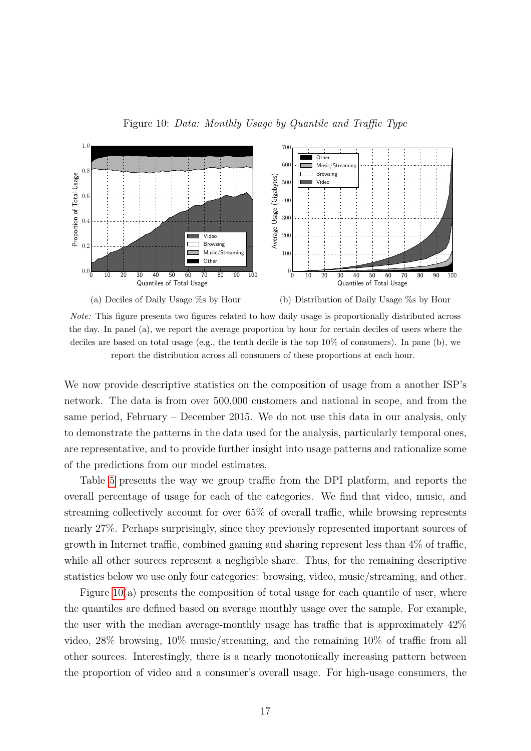Figure 10: *Data: Monthly Usage by Quantile and Traffic Type*

(a) Deciles of Daily Usage %s by Hour

(b) Distribution of Daily Usage %s by Hour

*Note:* This figure presents two figures related to how daily usage is proportionally distributed across the day. In panel (a), we report the average proportion by hour for certain deciles of users where the deciles are based on total usage (e.g., the tenth decile is the top 10% of consumers). In pane (b), we report the distribution across all consumers of these proportions at each hour.

We now provide descriptive statistics on the composition of usage from a another ISP's network. The data is from over 500,000 customers and national in scope, and from the same period, February – December 2015. We do not use this data in our analysis, only to demonstrate the patterns in the data used for the analysis, particularly temporal ones, are representative, and to provide further insight into usage patterns and rationalize some of the predictions from our model estimates.

Table 5 presents the way we group traffic from the DPI platform, and reports the overall percentage of usage for each of the categories. We find that video, music, and streaming collectively account for over 65% of overall traffic, while browsing represents nearly 27%. Perhaps surprisingly, since they previously represented important sources of growth in Internet traffic, combined gaming and sharing represent less than 4% of traffic, while all other sources represent a negligible share. Thus, for the remaining descriptive statistics below we use only four categories: browsing, video, music/streaming, and other.

Figure 10(a) presents the composition of total usage for each quantile of user, where the quantiles are defined based on average monthly usage over the sample. For example, the user with the median average-monthly usage has traffic that is approximately 42% video, 28% browsing, 10% music/streaming, and the remaining 10% of traffic from all other sources. Interestingly, there is a nearly monotonically increasing pattern between the proportion of video and a consumer's overall usage. For high-usage consumers, the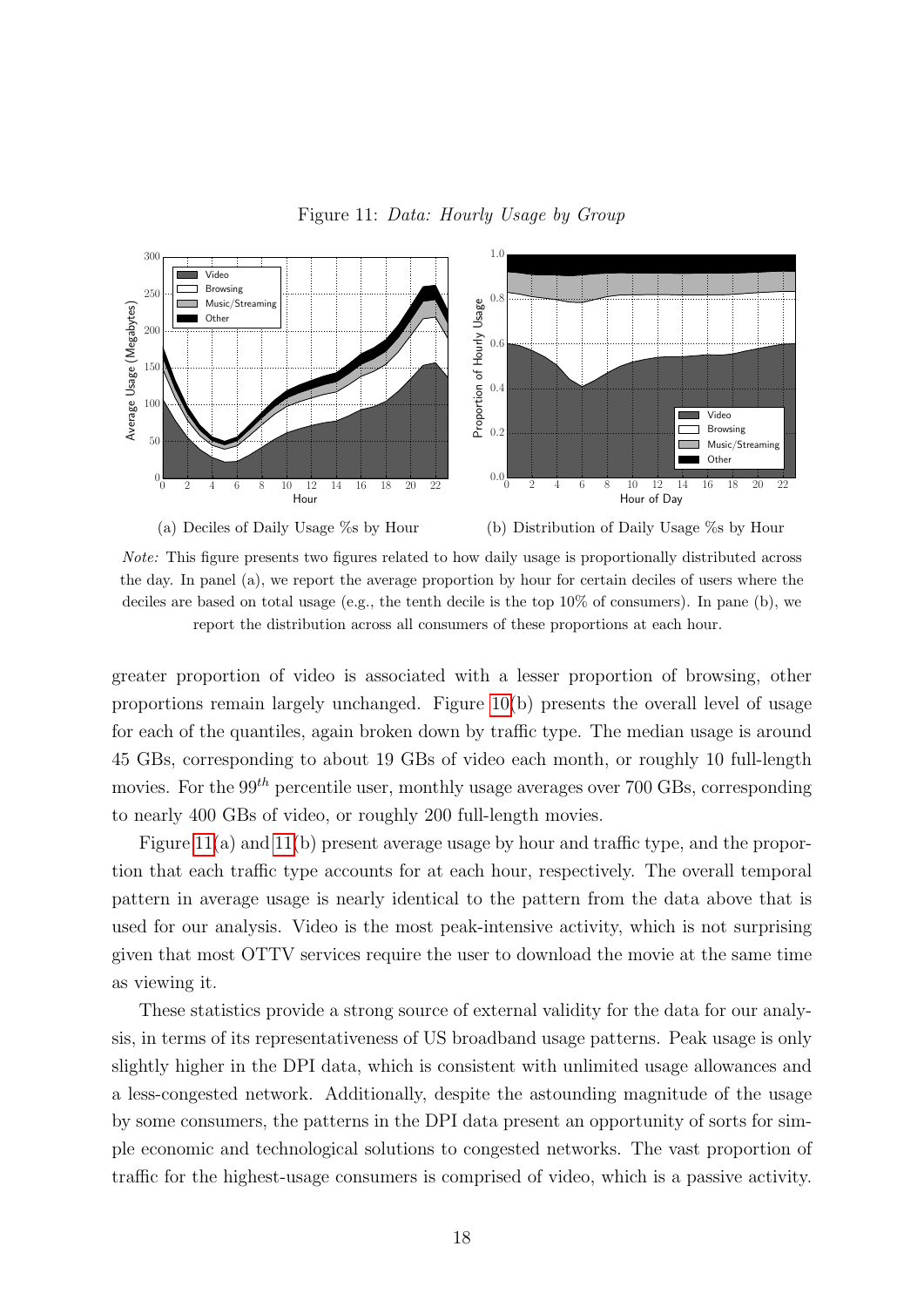Figure 11: *Data: Hourly Usage by Group*

(a) Deciles of Daily Usage %s by Hour

(b) Distribution of Daily Usage %s by Hour

*Note:* This figure presents two figures related to how daily usage is proportionally distributed across the day. In panel (a), we report the average proportion by hour for certain deciles of users where the deciles are based on total usage (e.g., the tenth decile is the top 10% of consumers). In pane (b), we report the distribution across all consumers of these proportions at each hour.

greater proportion of video is associated with a lesser proportion of browsing, other proportions remain largely unchanged. Figure 10(b) presents the overall level of usage for each of the quantiles, again broken down by traffic type. The median usage is around 45 GBs, corresponding to about 19 GBs of video each month, or roughly 10 full-length movies. For the $99^{th}$ percentile user, monthly usage averages over 700 GBs, corresponding to nearly 400 GBs of video, or roughly 200 full-length movies.

Figure 11(a) and 11(b) present average usage by hour and traffic type, and the proportion that each traffic type accounts for at each hour, respectively. The overall temporal pattern in average usage is nearly identical to the pattern from the data above that is used for our analysis. Video is the most peak-intensive activity, which is not surprising given that most OTTV services require the user to download the movie at the same time as viewing it.

These statistics provide a strong source of external validity for the data for our analysis, in terms of its representativeness of US broadband usage patterns. Peak usage is only slightly higher in the DPI data, which is consistent with unlimited usage allowances and a less-congested network. Additionally, despite the astounding magnitude of the usage by some consumers, the patterns in the DPI data present an opportunity of sorts for simple economic and technological solutions to congested networks. The vast proportion of traffic for the highest-usage consumers is comprised of video, which is a passive activity.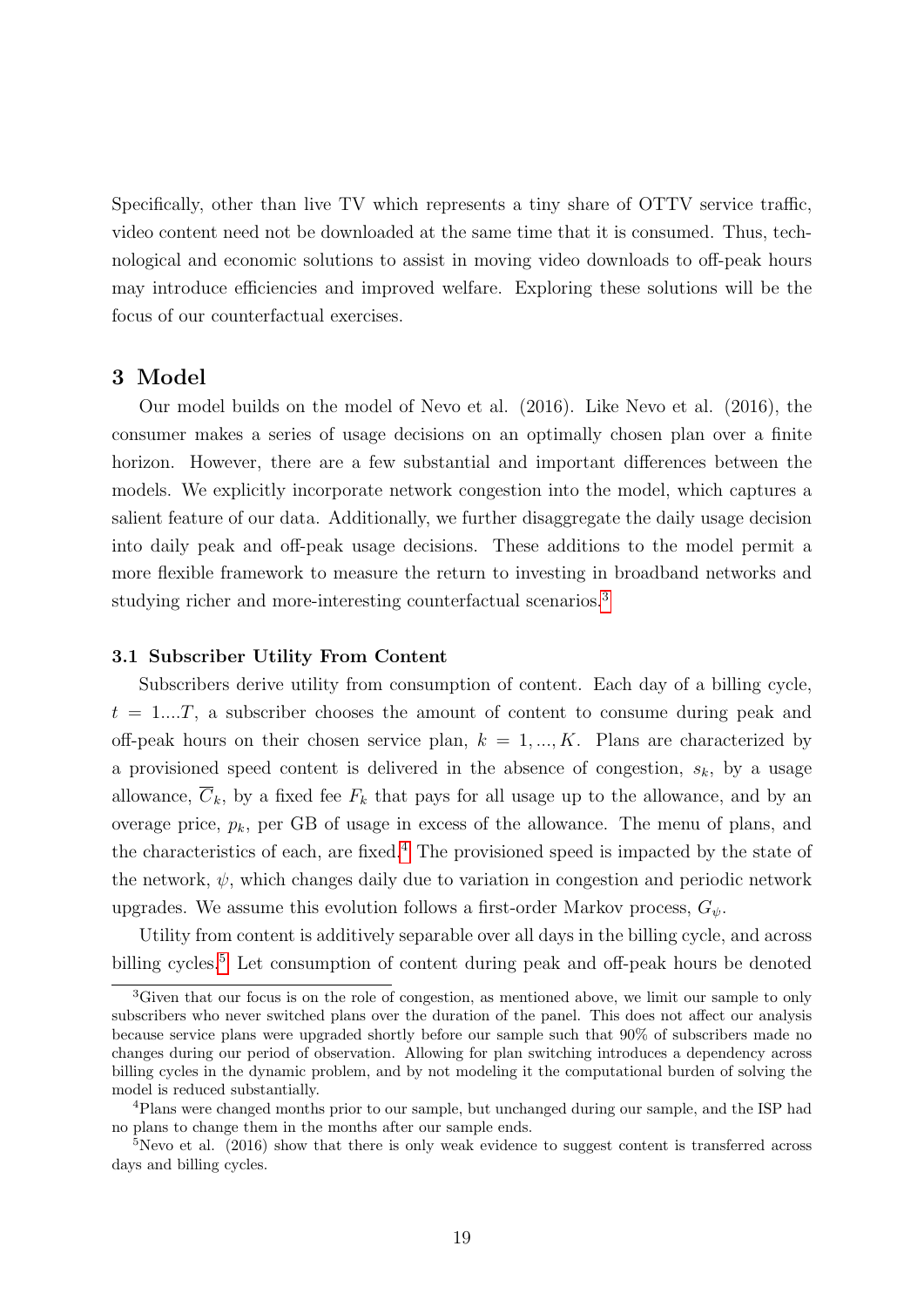Specifically, other than live TV which represents a tiny share of OTTV service traffic, video content need not be downloaded at the same time that it is consumed. Thus, technological and economic solutions to assist in moving video downloads to off-peak hours may introduce efficiencies and improved welfare. Exploring these solutions will be the focus of our counterfactual exercises.

## 3 Model

Our model builds on the model of Nevo et al. (2016). Like Nevo et al. (2016), the consumer makes a series of usage decisions on an optimally chosen plan over a finite horizon. However, there are a few substantial and important differences between the models. We explicitly incorporate network congestion into the model, which captures a salient feature of our data. Additionally, we further disaggregate the daily usage decision into daily peak and off-peak usage decisions. These additions to the model permit a more flexible framework to measure the return to investing in broadband networks and studying richer and more-interesting counterfactual scenarios.[3]

### 3.1 Subscriber Utility From Content

Subscribers derive utility from consumption of content. Each day of a billing cycle, $t = 1....T$, a subscriber chooses the amount of content to consume during peak and off-peak hours on their chosen service plan, $k = 1, ..., K$. Plans are characterized by a provisioned speed content is delivered in the absence of congestion, $s_k$, by a usage allowance, $\overline{C}_k$, by a fixed fee $F_k$ that pays for all usage up to the allowance, and by an overage price, $p_k$, per GB of usage in excess of the allowance. The menu of plans, and the characteristics of each, are fixed.[4] The provisioned speed is impacted by the state of the network, $\psi$, which changes daily due to variation in congestion and periodic network upgrades. We assume this evolution follows a first-order Markov process, $G_\psi$.

Utility from content is additively separable over all days in the billing cycle, and across billing cycles.[5] Let consumption of content during peak and off-peak hours be denoted

---

[3] Given that our focus is on the role of congestion, as mentioned above, we limit our sample to only subscribers who never switched plans over the duration of the panel. This does not affect our analysis because service plans were upgraded shortly before our sample such that 90% of subscribers made no changes during our period of observation. Allowing for plan switching introduces a dependency across billing cycles in the dynamic problem, and by not modeling it the computational burden of solving the model is reduced substantially.

[4] Plans were changed months prior to our sample, but unchanged during our sample, and the ISP had no plans to change them in the months after our sample ends.

[5] Nevo et al. (2016) show that there is only weak evidence to suggest content is transferred across days and billing cycles.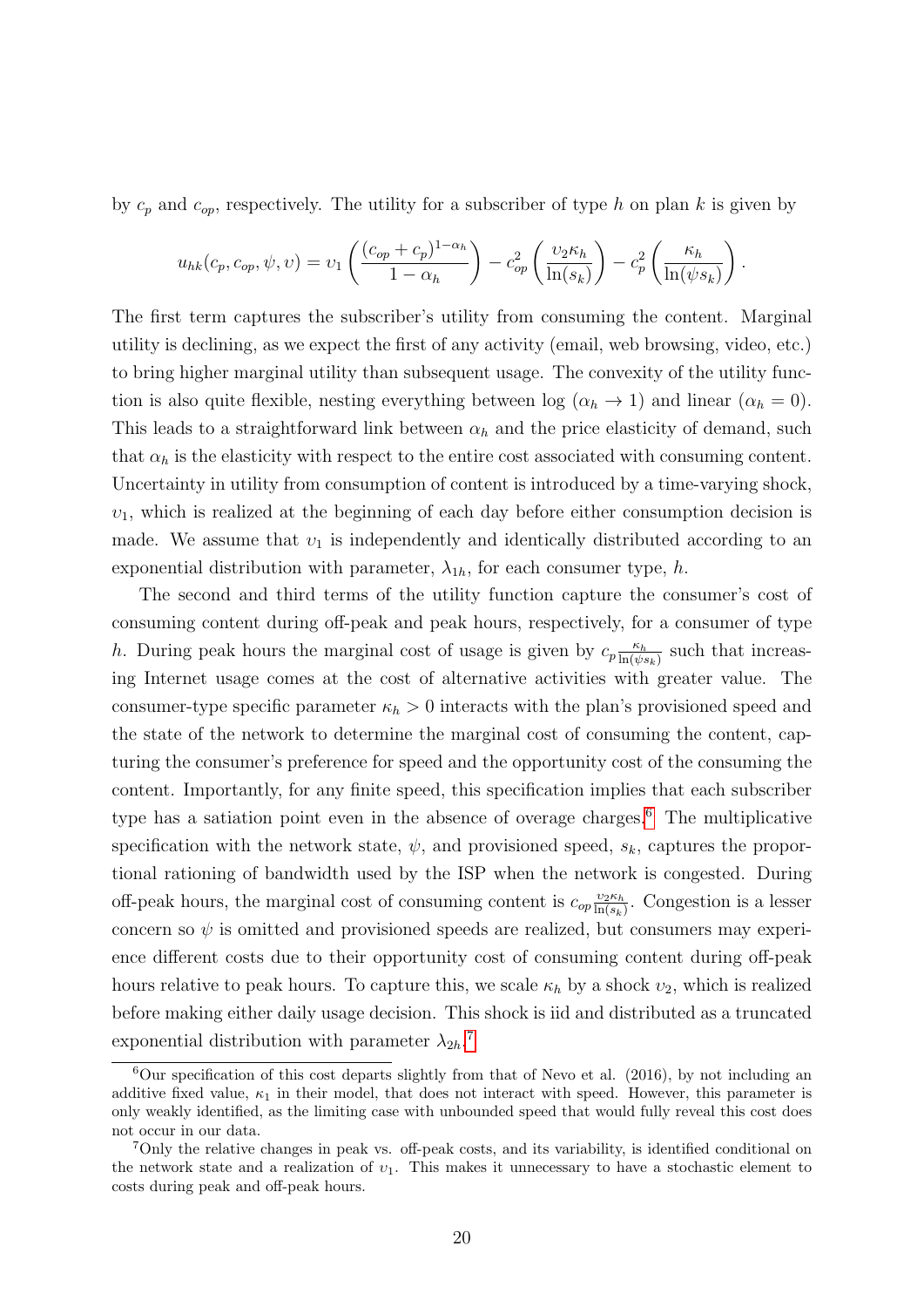by $c_p$ and $c_{op}$, respectively. The utility for a subscriber of type $h$ on plan $k$ is given by

$$u_{hk}(c_p, c_{op}, \psi, \upsilon) = \upsilon_1 \left( \frac{(c_{op} + c_p)^{1-\alpha_h}}{1 - \alpha_h} \right) - c_{op}^2 \left( \frac{\upsilon_2 \kappa_h}{\ln(s_k)} \right) - c_p^2 \left( \frac{\kappa_h}{\ln(\psi s_k)} \right).$$

The first term captures the subscriber's utility from consuming the content. Marginal utility is declining, as we expect the first of any activity (email, web browsing, video, etc.) to bring higher marginal utility than subsequent usage. The convexity of the utility function is also quite flexible, nesting everything between log ($\alpha_h \to 1$) and linear ($\alpha_h = 0$). This leads to a straightforward link between $\alpha_h$ and the price elasticity of demand, such that $\alpha_h$ is the elasticity with respect to the entire cost associated with consuming content. Uncertainty in utility from consumption of content is introduced by a time-varying shock, $\upsilon_1$, which is realized at the beginning of each day before either consumption decision is made. We assume that $\upsilon_1$ is independently and identically distributed according to an exponential distribution with parameter, $\lambda_{1h}$, for each consumer type, $h$.

The second and third terms of the utility function capture the consumer's cost of consuming content during off-peak and peak hours, respectively, for a consumer of type $h$. During peak hours the marginal cost of usage is given by $c_p \frac{\kappa_h}{\ln(\psi s_k)}$ such that increasing Internet usage comes at the cost of alternative activities with greater value. The consumer-type specific parameter $\kappa_h > 0$ interacts with the plan's provisioned speed and the state of the network to determine the marginal cost of consuming the content, capturing the consumer's preference for speed and the opportunity cost of the consuming the content. Importantly, for any finite speed, this specification implies that each subscriber type has a satiation point even in the absence of overage charges.[6] The multiplicative specification with the network state, $\psi$, and provisioned speed, $s_k$, captures the proportional rationing of bandwidth used by the ISP when the network is congested. During off-peak hours, the marginal cost of consuming content is $c_{op} \frac{\upsilon_2 \kappa_h}{\ln(s_k)}$. Congestion is a lesser concern so $\psi$ is omitted and provisioned speeds are realized, but consumers may experience different costs due to their opportunity cost of consuming content during off-peak hours relative to peak hours. To capture this, we scale $\kappa_h$ by a shock $\upsilon_2$, which is realized before making either daily usage decision. This shock is iid and distributed as a truncated exponential distribution with parameter $\lambda_{2h}$.[7]

---

[6] Our specification of this cost departs slightly from that of Nevo et al. (2016), by not including an additive fixed value, $\kappa_1$ in their model, that does not interact with speed. However, this parameter is only weakly identified, as the limiting case with unbounded speed that would fully reveal this cost does not occur in our data.

[7] Only the relative changes in peak vs. off-peak costs, and its variability, is identified conditional on the network state and a realization of $\upsilon_1$. This makes it unnecessary to have a stochastic element to costs during peak and off-peak hours.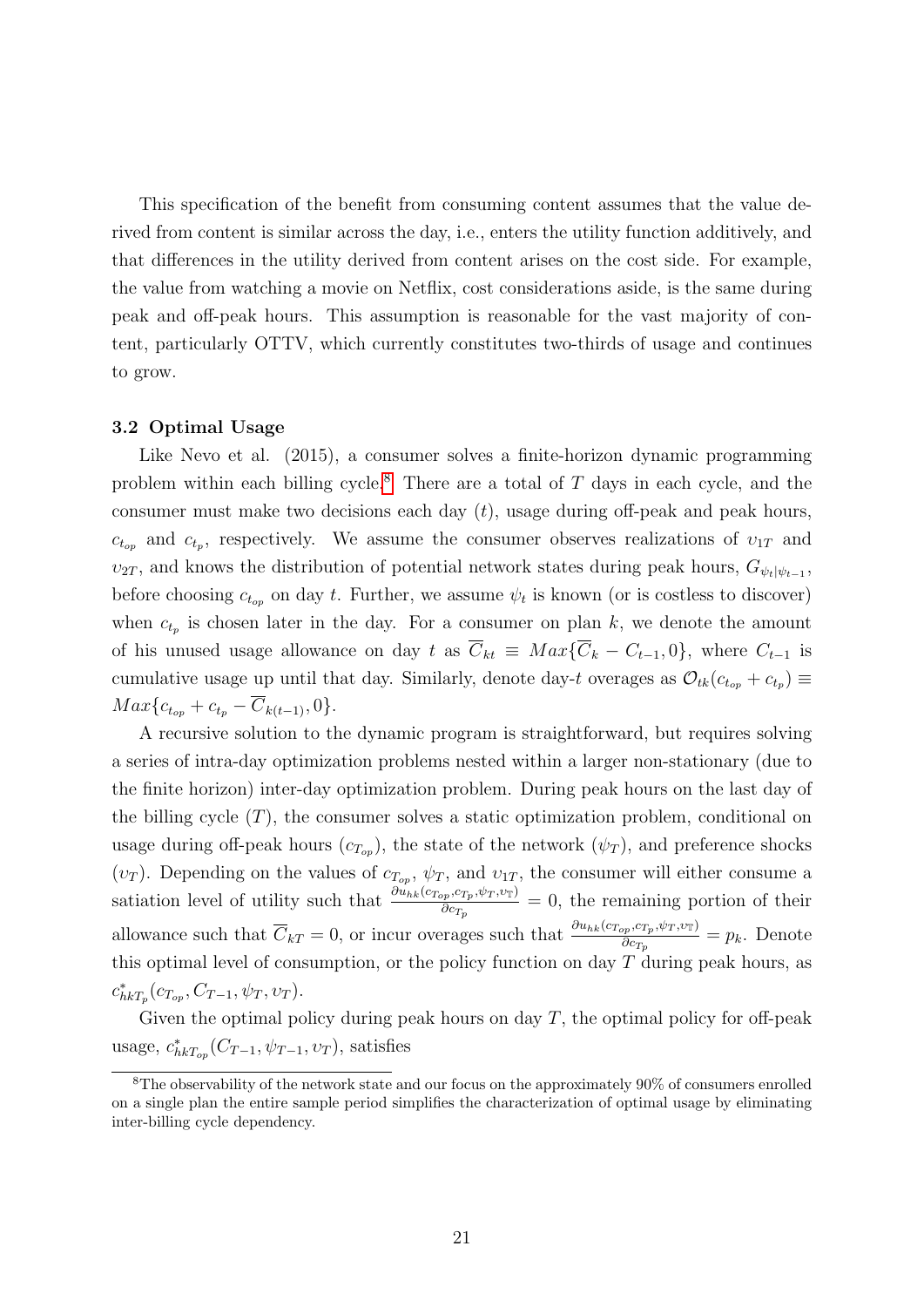This specification of the benefit from consuming content assumes that the value derived from content is similar across the day, i.e., enters the utility function additively, and that differences in the utility derived from content arises on the cost side. For example, the value from watching a movie on Netflix, cost considerations aside, is the same during peak and off-peak hours. This assumption is reasonable for the vast majority of content, particularly OTTV, which currently constitutes two-thirds of usage and continues to grow.

### 3.2 Optimal Usage

Like Nevo et al. (2015), a consumer solves a finite-horizon dynamic programming problem within each billing cycle.[8] There are a total of $T$ days in each cycle, and the consumer must make two decisions each day ($t$), usage during off-peak and peak hours, $c_{t_{op}}$ and $c_{t_p}$, respectively. We assume the consumer observes realizations of $\upsilon_{1T}$ and $\upsilon_{2T}$, and knows the distribution of potential network states during peak hours, $G_{\psi_t|\psi_{t-1}}$, before choosing $c_{t_{op}}$ on day $t$. Further, we assume $\psi_t$ is known (or is costless to discover) when $c_{t_p}$ is chosen later in the day. For a consumer on plan $k$, we denote the amount of his unused usage allowance on day $t$ as $\overline{C}_{kt} \equiv Max\{\overline{C}_k - C_{t-1}, 0\}$, where $C_{t-1}$ is cumulative usage up until that day. Similarly, denote day-$t$ overages as $\mathcal{O}_{tk}(c_{t_{op}} + c_{t_p}) \equiv Max\{c_{t_{op}} + c_{t_p} - \overline{C}_{k(t-1)}, 0\}$.

A recursive solution to the dynamic program is straightforward, but requires solving a series of intra-day optimization problems nested within a larger non-stationary (due to the finite horizon) inter-day optimization problem. During peak hours on the last day of the billing cycle ($T$), the consumer solves a static optimization problem, conditional on usage during off-peak hours ($c_{T_{op}}$), the state of the network ($\psi_T$), and preference shocks ($\upsilon_T$). Depending on the values of $c_{T_{op}}$, $\psi_T$, and $\upsilon_{1T}$, the consumer will either consume a satiation level of utility such that $\frac{\partial u_{hk}(c_{T_{op}}, c_{T_p}, \psi_T, \upsilon_{\mathbb{T}})}{\partial c_{T_p}} = 0$, the remaining portion of their allowance such that $\overline{C}_{kT} = 0$, or incur overages such that $\frac{\partial u_{hk}(c_{T_{op}}, c_{T_p}, \psi_T, \upsilon_{\mathbb{T}})}{\partial c_{T_p}} = p_k$. Denote this optimal level of consumption, or the policy function on day $T$ during peak hours, as $c^*_{hkT_p}(c_{T_{op}}, C_{T-1}, \psi_T, \upsilon_T)$.

Given the optimal policy during peak hours on day $T$, the optimal policy for off-peak usage, $c^*_{hkT_{op}}(C_{T-1}, \psi_{T-1}, \upsilon_T)$, satisfies

[8] The observability of the network state and our focus on the approximately 90% of consumers enrolled on a single plan the entire sample period simplifies the characterization of optimal usage by eliminating inter-billing cycle dependency.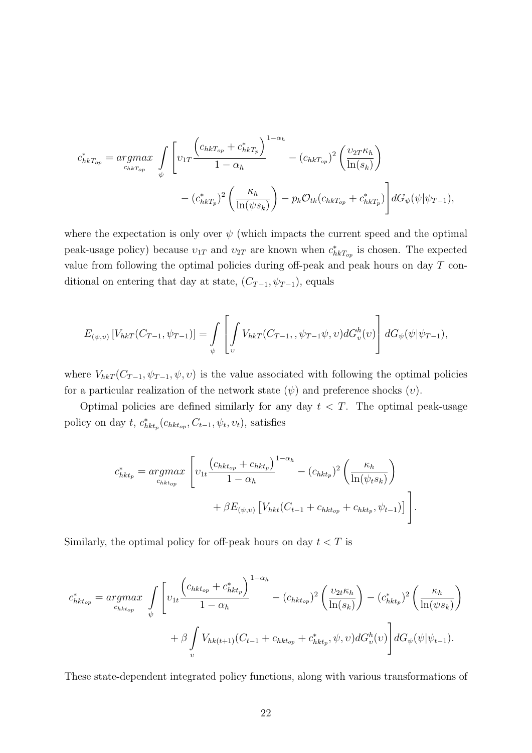$$
c^*_{hkT_{op}} = \underset{c_{hkT_{op}}}{argmax} \int_{\psi} \left[ \upsilon_{1T} \frac{\left(c_{hkT_{op}} + c^*_{hkT_p}\right)^{1-\alpha_h}}{1-\alpha_h} - (c_{hkT_{op}})^2 \left( \frac{\upsilon_{2T}\kappa_h}{\ln(s_k)} \right) \right.
$$
$$
\left. - (c^*_{hkT_p})^2 \left( \frac{\kappa_h}{\ln(\psi s_k)} \right) - p_k \mathcal{O}_{tk}(c_{hkT_{op}} + c^*_{hkT_p}) \right] dG_{\psi}(\psi|\psi_{T-1}),
$$

where the expectation is only over $\psi$ (which impacts the current speed and the optimal peak-usage policy) because $\upsilon_{1T}$ and $\upsilon_{2T}$ are known when $c^*_{hkT_{op}}$ is chosen. The expected value from following the optimal policies during off-peak and peak hours on day $T$ conditional on entering that day at state, $(C_{T-1}, \psi_{T-1})$, equals

$$
E_{(\psi,\upsilon)} \left[ V_{hkT}(C_{T-1}, \psi_{T-1}) \right] = \int_{\psi} \left[ \int_{\upsilon} V_{hkT}(C_{T-1}, , \psi_{T-1}\psi, \upsilon) dG^h_{\upsilon}(\upsilon) \right] dG_{\psi}(\psi|\psi_{T-1}),
$$

where $V_{hkT}(C_{T-1}, \psi_{T-1}, \psi, \upsilon)$ is the value associated with following the optimal policies for a particular realization of the network state ($\psi$) and preference shocks ($\upsilon$).

Optimal policies are defined similarly for any day $t < T$. The optimal peak-usage policy on day $t$, $c^*_{hkt_p}(c_{hkt_{op}}, C_{t-1}, \psi_t, \upsilon_t)$, satisfies

$$
c^*_{hkt_p} = \underset{c_{hkt_{op}}}{argmax} \left[ \upsilon_{1t} \frac{\left(c_{hkt_{op}} + c_{hkt_p}\right)^{1-\alpha_h}}{1-\alpha_h} - (c_{hkt_p})^2 \left( \frac{\kappa_h}{\ln(\psi_t s_k)} \right) \right.
$$
$$
\left. + \beta E_{(\psi,\upsilon)} \left[ V_{hkt}(C_{t-1} + c_{hkt_{op}} + c_{hkt_p}, \psi_{t-1}) \right] \right].
$$

Similarly, the optimal policy for off-peak hours on day $t < T$ is

$$
c^*_{hkt_{op}} = \underset{c_{hkt_{op}}}{argmax} \int_{\psi} \left[ \upsilon_{1t} \frac{\left(c_{hkt_{op}} + c^*_{hkt_p}\right)^{1-\alpha_h}}{1-\alpha_h} - (c_{hkt_{op}})^2 \left( \frac{\upsilon_{2t}\kappa_h}{\ln(s_k)} \right) - (c^*_{hkt_p})^2 \left( \frac{\kappa_h}{\ln(\psi s_k)} \right) \right.
$$
$$
\left. + \beta \int_{\upsilon} V_{hk(t+1)}(C_{t-1} + c_{hkt_{op}} + c^*_{hkt_p}, \psi, \upsilon) dG^h_{\upsilon}(\upsilon) \right] dG_{\psi}(\psi|\psi_{t-1}).
$$

These state-dependent integrated policy functions, along with various transformations of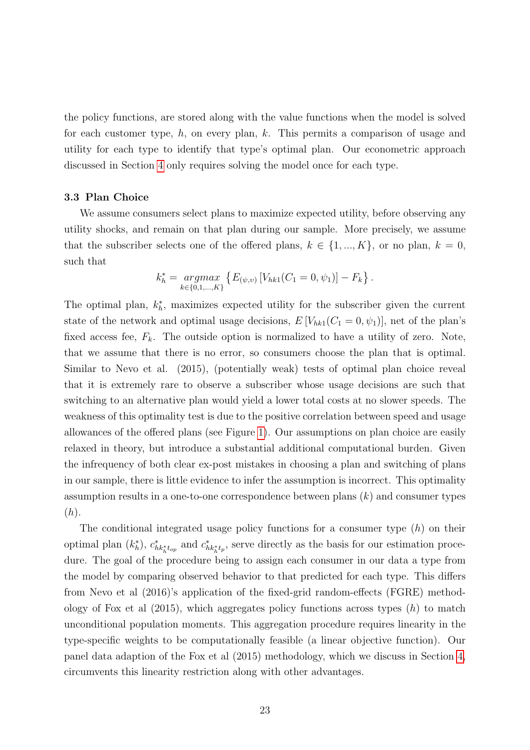the policy functions, are stored along with the value functions when the model is solved for each customer type, $h$, on every plan, $k$. This permits a comparison of usage and utility for each type to identify that type's optimal plan. Our econometric approach discussed in Section 4 only requires solving the model once for each type.

### 3.3 Plan Choice

We assume consumers select plans to maximize expected utility, before observing any utility shocks, and remain on that plan during our sample. More precisely, we assume that the subscriber selects one of the offered plans, $k \in \{1, ..., K\}$, or no plan, $k = 0$, such that

$$k_h^* = \underset{k \in \{0,1,...,K\}}{argmax} \left\{ E_{(\psi,\upsilon)} \left[ V_{hk1}(C_1 = 0, \psi_1) \right] - F_k \right\}.$$

The optimal plan, $k_h^*$, maximizes expected utility for the subscriber given the current state of the network and optimal usage decisions, $E\left[V_{hk1}(C_1 = 0, \psi_1)\right]$, net of the plan's fixed access fee, $F_k$. The outside option is normalized to have a utility of zero. Note, that we assume that there is no error, so consumers choose the plan that is optimal. Similar to Nevo et al. (2015), (potentially weak) tests of optimal plan choice reveal that it is extremely rare to observe a subscriber whose usage decisions are such that switching to an alternative plan would yield a lower total costs at no slower speeds. The weakness of this optimality test is due to the positive correlation between speed and usage allowances of the offered plans (see Figure 1). Our assumptions on plan choice are easily relaxed in theory, but introduce a substantial additional computational burden. Given the infrequency of both clear ex-post mistakes in choosing a plan and switching of plans in our sample, there is little evidence to infer the assumption is incorrect. This optimality assumption results in a one-to-one correspondence between plans ($k$) and consumer types ($h$).

The conditional integrated usage policy functions for a consumer type ($h$) on their optimal plan ($k_h^*$), $c^*_{hk_h^*t_{op}}$ and $c^*_{hk_h^*t_p}$, serve directly as the basis for our estimation procedure. The goal of the procedure being to assign each consumer in our data a type from the model by comparing observed behavior to that predicted for each type. This differs from Nevo et al (2016)'s application of the fixed-grid random-effects (FGRE) methodology of Fox et al (2015), which aggregates policy functions across types ($h$) to match unconditional population moments. This aggregation procedure requires linearity in the type-specific weights to be computationally feasible (a linear objective function). Our panel data adaption of the Fox et al (2015) methodology, which we discuss in Section 4, circumvents this linearity restriction along with other advantages.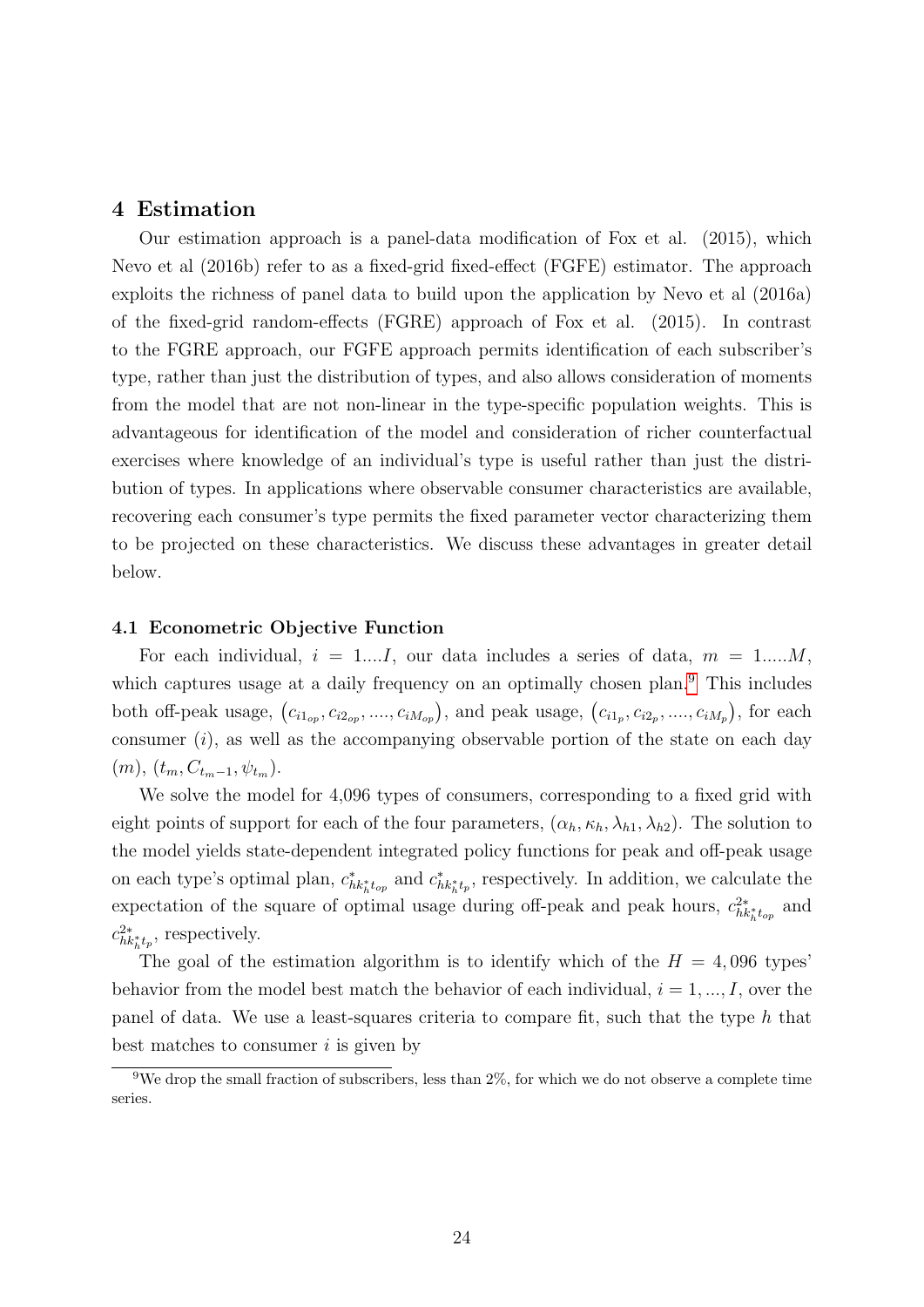# 4 Estimation

Our estimation approach is a panel-data modification of Fox et al. (2015), which Nevo et al (2016b) refer to as a fixed-grid fixed-effect (FGFE) estimator. The approach exploits the richness of panel data to build upon the application by Nevo et al (2016a) of the fixed-grid random-effects (FGRE) approach of Fox et al. (2015). In contrast to the FGRE approach, our FGFE approach permits identification of each subscriber's type, rather than just the distribution of types, and also allows consideration of moments from the model that are not non-linear in the type-specific population weights. This is advantageous for identification of the model and consideration of richer counterfactual exercises where knowledge of an individual's type is useful rather than just the distribution of types. In applications where observable consumer characteristics are available, recovering each consumer's type permits the fixed parameter vector characterizing them to be projected on these characteristics. We discuss these advantages in greater detail below.

## 4.1 Econometric Objective Function

For each individual, $i = 1....I$, our data includes a series of data, $m = 1.....M$, which captures usage at a daily frequency on an optimally chosen plan.[9] This includes both off-peak usage, $(c_{i1_{op}}, c_{i2_{op}}, ...., c_{iM_{op}})$, and peak usage, $(c_{i1_p}, c_{i2_p}, ...., c_{iM_p})$, for each consumer $(i)$, as well as the accompanying observable portion of the state on each day $(m)$, $(t_m, C_{t_m-1}, \psi_{t_m})$.

We solve the model for 4,096 types of consumers, corresponding to a fixed grid with eight points of support for each of the four parameters, $(\alpha_h, \kappa_h, \lambda_{h1}, \lambda_{h2})$. The solution to the model yields state-dependent integrated policy functions for peak and off-peak usage on each type's optimal plan, $c^*_{hk^*_h t_{op}}$ and $c^*_{hk^*_h t_p}$, respectively. In addition, we calculate the expectation of the square of optimal usage during off-peak and peak hours, $c^{2*}_{hk^*_h t_{op}}$ and $c^{2*}_{hk^*_h t_p}$, respectively.

The goal of the estimation algorithm is to identify which of the $H = 4,096$ types' behavior from the model best match the behavior of each individual, $i = 1, ..., I$, over the panel of data. We use a least-squares criteria to compare fit, such that the type $h$ that best matches to consumer $i$ is given by

[9] We drop the small fraction of subscribers, less than 2%, for which we do not observe a complete time series.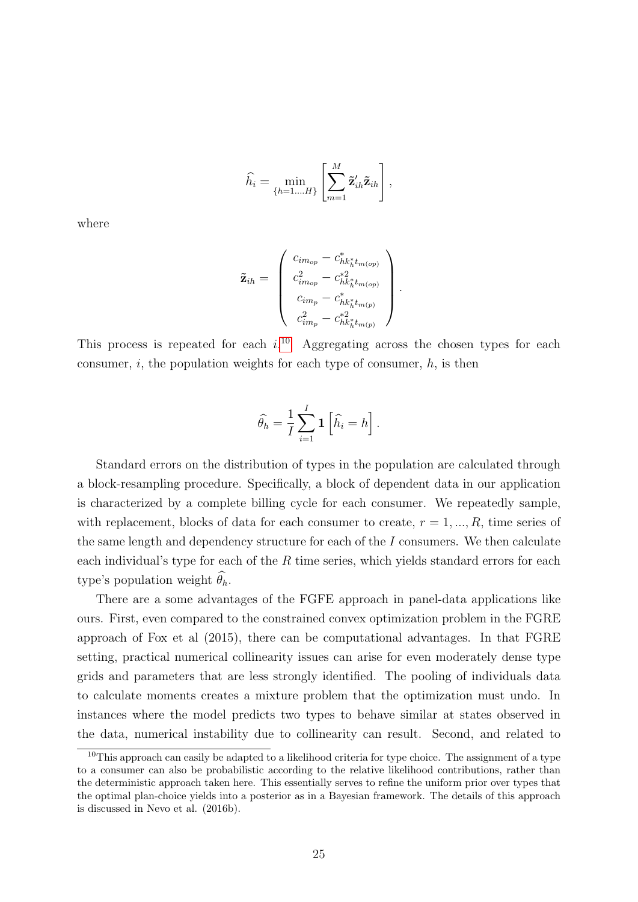$$\widehat{h}_i = \min_{\{h=1\ldots H\}} \left[ \sum_{m=1}^{M} \tilde{\mathbf{z}}'_{ih} \tilde{\mathbf{z}}_{ih} \right],$$

where

$$\tilde{\mathbf{z}}_{ih} = \begin{pmatrix} c_{im_{op}} - c^*_{hk^*_h t_{m(op)}} \\ c^2_{im_{op}} - c^{*2}_{hk^*_h t_{m(op)}} \\ c_{im_p} - c^*_{hk^*_h t_{m(p)}} \\ c^2_{im_p} - c^{*2}_{hk^*_h t_{m(p)}} \end{pmatrix}.$$

This process is repeated for each $i$.[10] Aggregating across the chosen types for each consumer, $i$, the population weights for each type of consumer, $h$, is then

$$\widehat{\theta}_h = \frac{1}{I} \sum_{i=1}^{I} \mathbf{1} \left[ \widehat{h}_i = h \right].$$

Standard errors on the distribution of types in the population are calculated through a block-resampling procedure. Specifically, a block of dependent data in our application is characterized by a complete billing cycle for each consumer. We repeatedly sample, with replacement, blocks of data for each consumer to create, $r = 1, ..., R$, time series of the same length and dependency structure for each of the $I$ consumers. We then calculate each individual's type for each of the $R$ time series, which yields standard errors for each type's population weight $\widehat{\theta}_h$.

There are a some advantages of the FGFE approach in panel-data applications like ours. First, even compared to the constrained convex optimization problem in the FGRE approach of Fox et al (2015), there can be computational advantages. In that FGRE setting, practical numerical collinearity issues can arise for even moderately dense type grids and parameters that are less strongly identified. The pooling of individuals data to calculate moments creates a mixture problem that the optimization must undo. In instances where the model predicts two types to behave similar at states observed in the data, numerical instability due to collinearity can result. Second, and related to

[10] This approach can easily be adapted to a likelihood criteria for type choice. The assignment of a type to a consumer can also be probabilistic according to the relative likelihood contributions, rather than the deterministic approach taken here. This essentially serves to refine the uniform prior over types that the optimal plan-choice yields into a posterior as in a Bayesian framework. The details of this approach is discussed in Nevo et al. (2016b).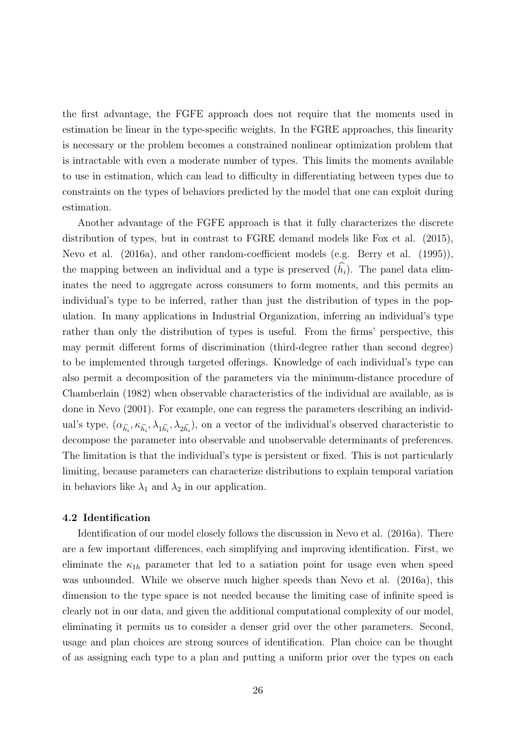the first advantage, the FGFE approach does not require that the moments used in estimation be linear in the type-specific weights. In the FGRE approaches, this linearity is necessary or the problem becomes a constrained nonlinear optimization problem that is intractable with even a moderate number of types. This limits the moments available to use in estimation, which can lead to difficulty in differentiating between types due to constraints on the types of behaviors predicted by the model that one can exploit during estimation.

Another advantage of the FGFE approach is that it fully characterizes the discrete distribution of types, but in contrast to FGRE demand models like Fox et al. (2015), Nevo et al. (2016a), and other random-coefficient models (e.g. Berry et al. (1995)), the mapping between an individual and a type is preserved ($\widehat{h}_i$). The panel data eliminates the need to aggregate across consumers to form moments, and this permits an individual's type to be inferred, rather than just the distribution of types in the population. In many applications in Industrial Organization, inferring an individual's type rather than only the distribution of types is useful. From the firms' perspective, this may permit different forms of discrimination (third-degree rather than second degree) to be implemented through targeted offerings. Knowledge of each individual's type can also permit a decomposition of the parameters via the minimum-distance procedure of Chamberlain (1982) when observable characteristics of the individual are available, as is done in Nevo (2001). For example, one can regress the parameters describing an individual's type, $(\alpha_{\widehat{h}_i}, \kappa_{\widehat{h}_i}, \lambda_{1\widehat{h}_i}, \lambda_{2\widehat{h}_i})$, on a vector of the individual's observed characteristic to decompose the parameter into observable and unobservable determinants of preferences. The limitation is that the individual's type is persistent or fixed. This is not particularly limiting, because parameters can characterize distributions to explain temporal variation in behaviors like $\lambda_1$ and $\lambda_2$ in our application.

### 4.2 Identification

Identification of our model closely follows the discussion in Nevo et al. (2016a). There are a few important differences, each simplifying and improving identification. First, we eliminate the $\kappa_{1h}$ parameter that led to a satiation point for usage even when speed was unbounded. While we observe much higher speeds than Nevo et al. (2016a), this dimension to the type space is not needed because the limiting case of infinite speed is clearly not in our data, and given the additional computational complexity of our model, eliminating it permits us to consider a denser grid over the other parameters. Second, usage and plan choices are strong sources of identification. Plan choice can be thought of as assigning each type to a plan and putting a uniform prior over the types on each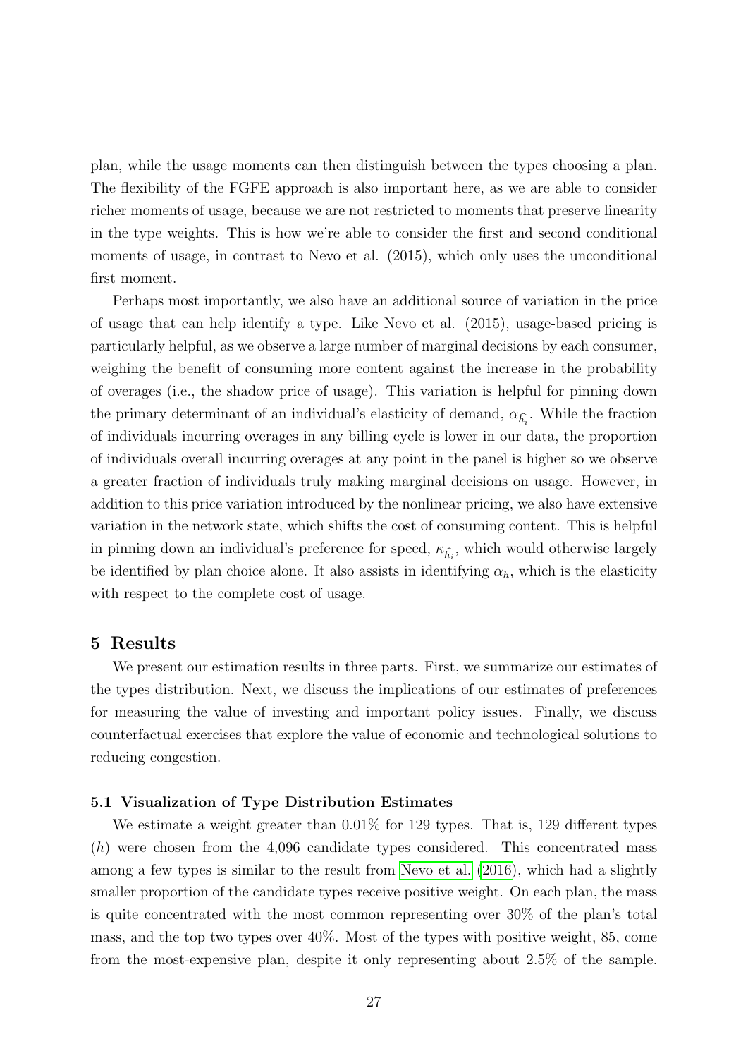plan, while the usage moments can then distinguish between the types choosing a plan. The flexibility of the FGFE approach is also important here, as we are able to consider richer moments of usage, because we are not restricted to moments that preserve linearity in the type weights. This is how we're able to consider the first and second conditional moments of usage, in contrast to Nevo et al. (2015), which only uses the unconditional first moment.

Perhaps most importantly, we also have an additional source of variation in the price of usage that can help identify a type. Like Nevo et al. (2015), usage-based pricing is particularly helpful, as we observe a large number of marginal decisions by each consumer, weighing the benefit of consuming more content against the increase in the probability of overages (i.e., the shadow price of usage). This variation is helpful for pinning down the primary determinant of an individual's elasticity of demand, $\alpha_{\widehat{h}_i}$. While the fraction of individuals incurring overages in any billing cycle is lower in our data, the proportion of individuals overall incurring overages at any point in the panel is higher so we observe a greater fraction of individuals truly making marginal decisions on usage. However, in addition to this price variation introduced by the nonlinear pricing, we also have extensive variation in the network state, which shifts the cost of consuming content. This is helpful in pinning down an individual's preference for speed, $\kappa_{\widehat{h}_i}$, which would otherwise largely be identified by plan choice alone. It also assists in identifying $\alpha_h$, which is the elasticity with respect to the complete cost of usage.

## 5 Results

We present our estimation results in three parts. First, we summarize our estimates of the types distribution. Next, we discuss the implications of our estimates of preferences for measuring the value of investing and important policy issues. Finally, we discuss counterfactual exercises that explore the value of economic and technological solutions to reducing congestion.

### 5.1 Visualization of Type Distribution Estimates

We estimate a weight greater than 0.01% for 129 types. That is, 129 different types ($h$) were chosen from the 4,096 candidate types considered. This concentrated mass among a few types is similar to the result from Nevo et al. (2016), which had a slightly smaller proportion of the candidate types receive positive weight. On each plan, the mass is quite concentrated with the most common representing over 30% of the plan's total mass, and the top two types over 40%. Most of the types with positive weight, 85, come from the most-expensive plan, despite it only representing about 2.5% of the sample.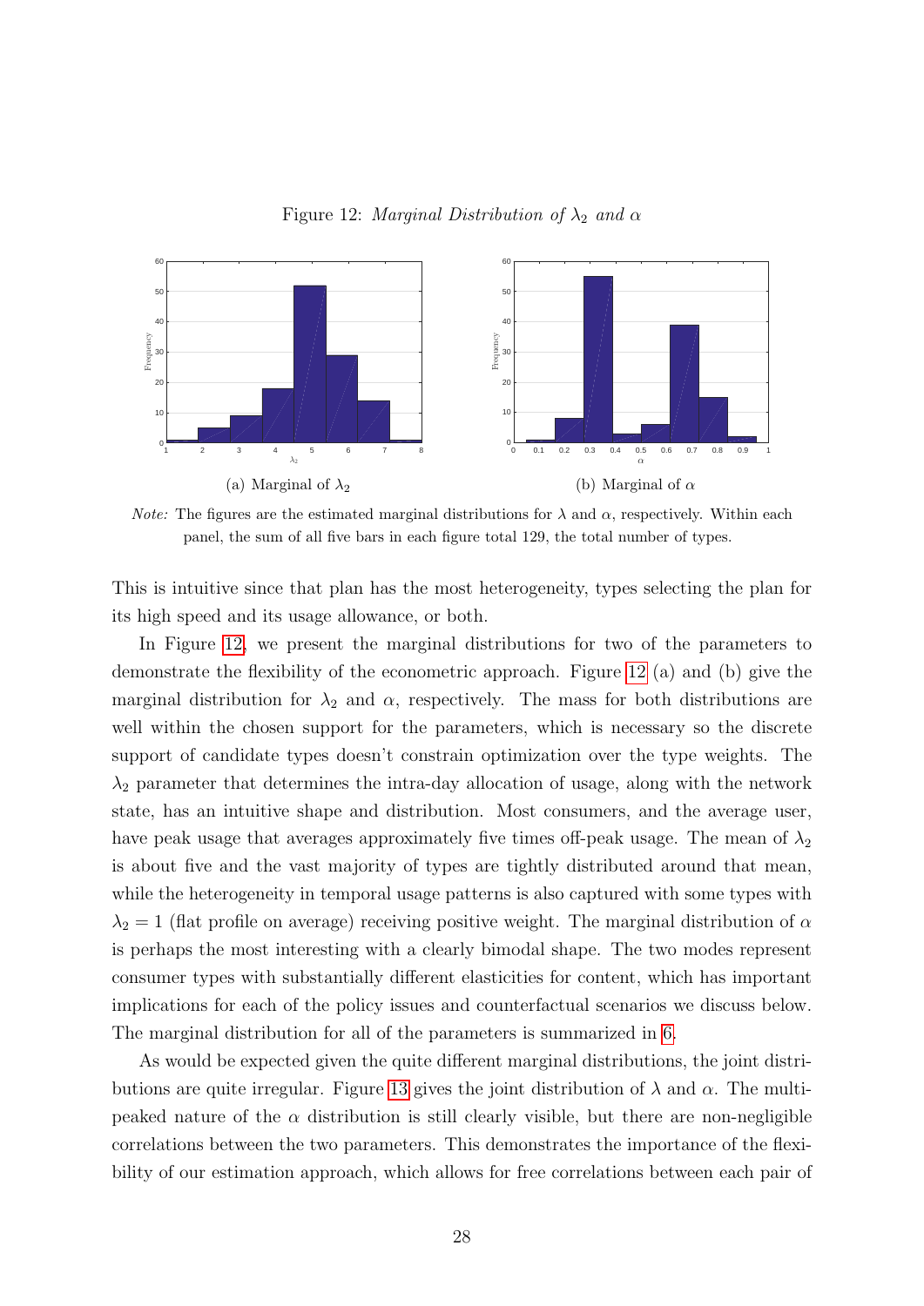Figure 12: *Marginal Distribution of $\lambda_2$ and $\alpha$*

(a) Marginal of $\lambda_2$

(b) Marginal of $\alpha$

*Note:* The figures are the estimated marginal distributions for $\lambda$ and $\alpha$, respectively. Within each panel, the sum of all five bars in each figure total 129, the total number of types.

This is intuitive since that plan has the most heterogeneity, types selecting the plan for its high speed and its usage allowance, or both.

In Figure 12, we present the marginal distributions for two of the parameters to demonstrate the flexibility of the econometric approach. Figure 12 (a) and (b) give the marginal distribution for $\lambda_2$ and $\alpha$, respectively. The mass for both distributions are well within the chosen support for the parameters, which is necessary so the discrete support of candidate types doesn't constrain optimization over the type weights. The $\lambda_2$ parameter that determines the intra-day allocation of usage, along with the network state, has an intuitive shape and distribution. Most consumers, and the average user, have peak usage that averages approximately five times off-peak usage. The mean of $\lambda_2$ is about five and the vast majority of types are tightly distributed around that mean, while the heterogeneity in temporal usage patterns is also captured with some types with $\lambda_2 = 1$ (flat profile on average) receiving positive weight. The marginal distribution of $\alpha$ is perhaps the most interesting with a clearly bimodal shape. The two modes represent consumer types with substantially different elasticities for content, which has important implications for each of the policy issues and counterfactual scenarios we discuss below. The marginal distribution for all of the parameters is summarized in 6.

As would be expected given the quite different marginal distributions, the joint distributions are quite irregular. Figure 13 gives the joint distribution of $\lambda$ and $\alpha$. The multi-peaked nature of the $\alpha$ distribution is still clearly visible, but there are non-negligible correlations between the two parameters. This demonstrates the importance of the flexibility of our estimation approach, which allows for free correlations between each pair of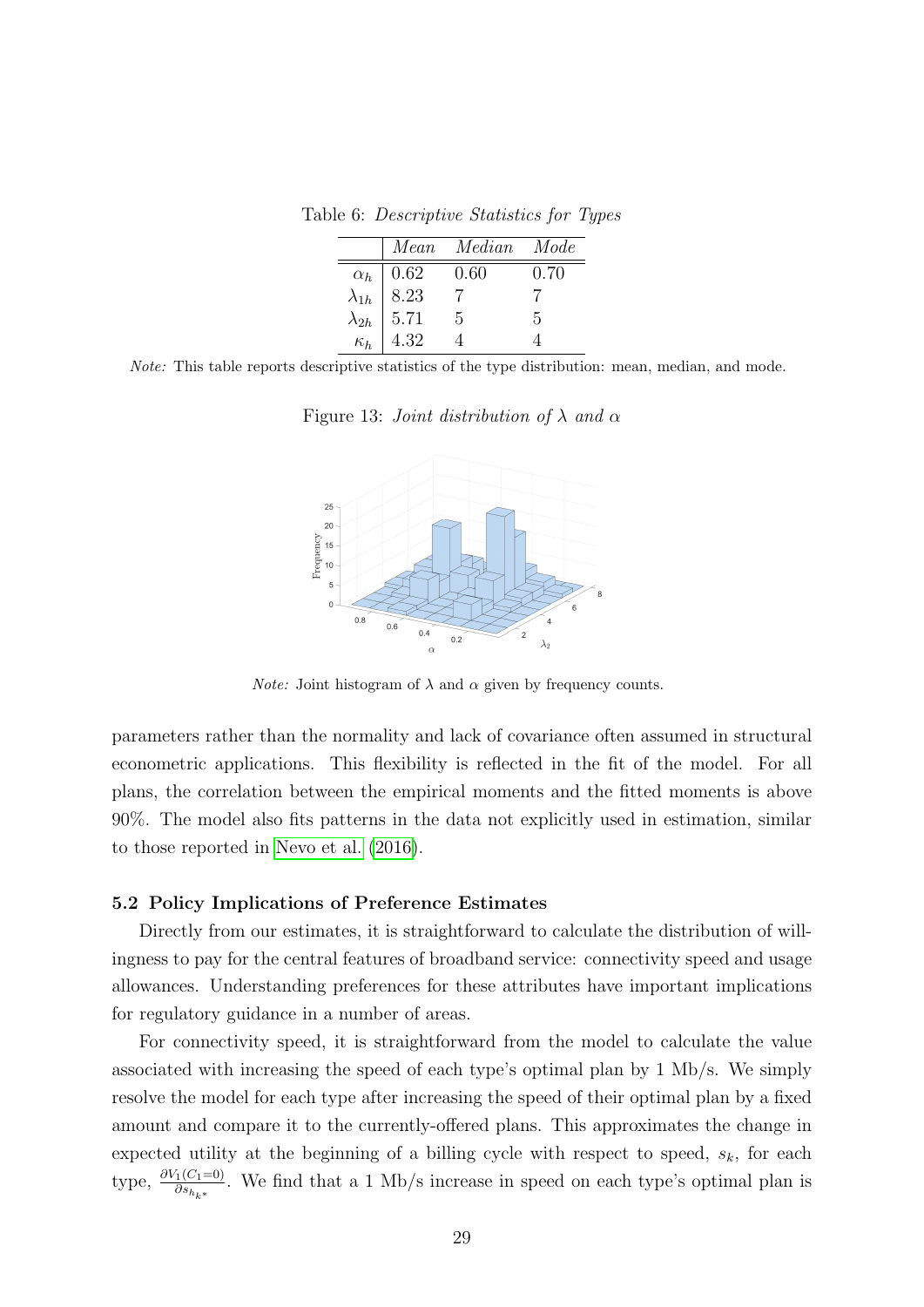Table 6: *Descriptive Statistics for Types*

| | *Mean* | *Median* | *Mode* |
|---|---|---|---|
| $\alpha_h$ | 0.62 | 0.60 | 0.70 |
| $\lambda_{1h}$ | 8.23 | 7 | 7 |
| $\lambda_{2h}$ | 5.71 | 5 | 5 |
| $\kappa_h$ | 4.32 | 4 | 4 |

*Note:* This table reports descriptive statistics of the type distribution: mean, median, and mode.

Figure 13: *Joint distribution of $\lambda$ and $\alpha$*

*Note:* Joint histogram of $\lambda$ and $\alpha$ given by frequency counts.

parameters rather than the normality and lack of covariance often assumed in structural econometric applications. This flexibility is reflected in the fit of the model. For all plans, the correlation between the empirical moments and the fitted moments is above 90%. The model also fits patterns in the data not explicitly used in estimation, similar to those reported in Nevo et al. (2016).

### 5.2 Policy Implications of Preference Estimates

Directly from our estimates, it is straightforward to calculate the distribution of willingness to pay for the central features of broadband service: connectivity speed and usage allowances. Understanding preferences for these attributes have important implications for regulatory guidance in a number of areas.

For connectivity speed, it is straightforward from the model to calculate the value associated with increasing the speed of each type's optimal plan by 1 Mb/s. We simply resolve the model for each type after increasing the speed of their optimal plan by a fixed amount and compare it to the currently-offered plans. This approximates the change in expected utility at the beginning of a billing cycle with respect to speed, $s_k$, for each type, $\frac{\partial V_1(C_1=0)}{\partial s_{h_{k^*}}}$. We find that a 1 Mb/s increase in speed on each type's optimal plan is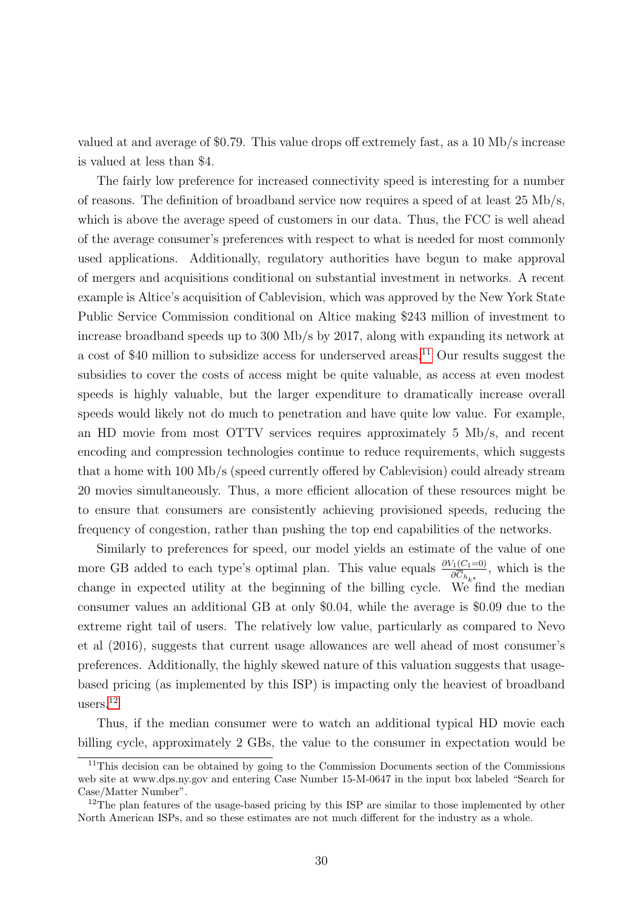valued at and average of \$0.79. This value drops off extremely fast, as a 10 Mb/s increase is valued at less than \$4.

The fairly low preference for increased connectivity speed is interesting for a number of reasons. The definition of broadband service now requires a speed of at least 25 Mb/s, which is above the average speed of customers in our data. Thus, the FCC is well ahead of the average consumer's preferences with respect to what is needed for most commonly used applications. Additionally, regulatory authorities have begun to make approval of mergers and acquisitions conditional on substantial investment in networks. A recent example is Altice's acquisition of Cablevision, which was approved by the New York State Public Service Commission conditional on Altice making \$243 million of investment to increase broadband speeds up to 300 Mb/s by 2017, along with expanding its network at a cost of \$40 million to subsidize access for underserved areas.[11] Our results suggest the subsidies to cover the costs of access might be quite valuable, as access at even modest speeds is highly valuable, but the larger expenditure to dramatically increase overall speeds would likely not do much to penetration and have quite low value. For example, an HD movie from most OTTV services requires approximately 5 Mb/s, and recent encoding and compression technologies continue to reduce requirements, which suggests that a home with 100 Mb/s (speed currently offered by Cablevision) could already stream 20 movies simultaneously. Thus, a more efficient allocation of these resources might be to ensure that consumers are consistently achieving provisioned speeds, reducing the frequency of congestion, rather than pushing the top end capabilities of the networks.

Similarly to preferences for speed, our model yields an estimate of the value of one more GB added to each type's optimal plan. This value equals $\frac{\partial V_1(C_1=0)}{\partial \overline{C}_{h_{k^*}}}$, which is the change in expected utility at the beginning of the billing cycle. We find the median consumer values an additional GB at only \$0.04, while the average is \$0.09 due to the extreme right tail of users. The relatively low value, particularly as compared to Nevo et al (2016), suggests that current usage allowances are well ahead of most consumer's preferences. Additionally, the highly skewed nature of this valuation suggests that usage-based pricing (as implemented by this ISP) is impacting only the heaviest of broadband users.[12]

Thus, if the median consumer were to watch an additional typical HD movie each billing cycle, approximately 2 GBs, the value to the consumer in expectation would be

---

[11] This decision can be obtained by going to the Commission Documents section of the Commissions web site at www.dps.ny.gov and entering Case Number 15-M-0647 in the input box labeled "Search for Case/Matter Number".

[12] The plan features of the usage-based pricing by this ISP are similar to those implemented by other North American ISPs, and so these estimates are not much different for the industry as a whole.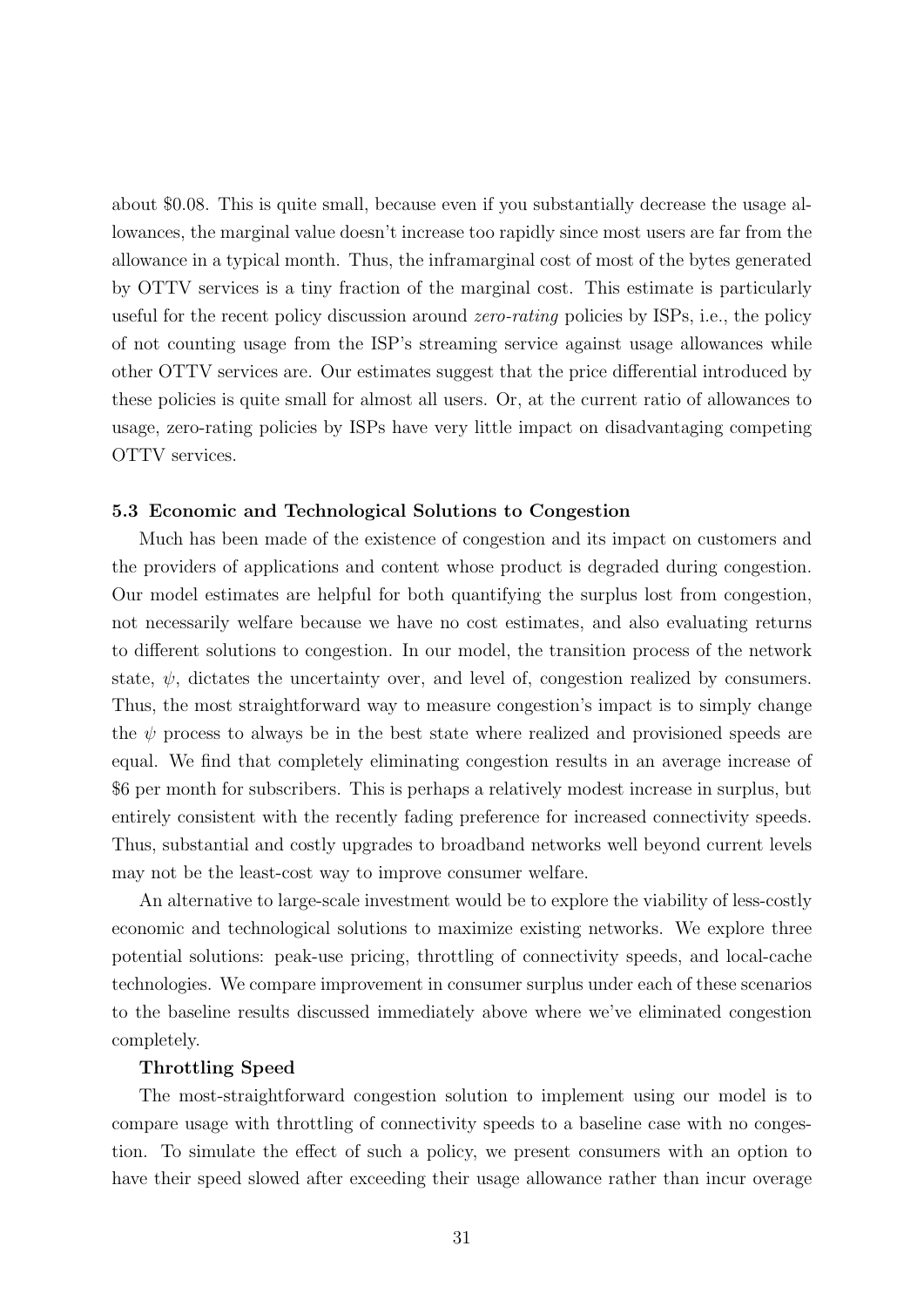about \$0.08. This is quite small, because even if you substantially decrease the usage allowances, the marginal value doesn't increase too rapidly since most users are far from the allowance in a typical month. Thus, the inframarginal cost of most of the bytes generated by OTTV services is a tiny fraction of the marginal cost. This estimate is particularly useful for the recent policy discussion around *zero-rating* policies by ISPs, i.e., the policy of not counting usage from the ISP's streaming service against usage allowances while other OTTV services are. Our estimates suggest that the price differential introduced by these policies is quite small for almost all users. Or, at the current ratio of allowances to usage, zero-rating policies by ISPs have very little impact on disadvantaging competing OTTV services.

### 5.3 Economic and Technological Solutions to Congestion

Much has been made of the existence of congestion and its impact on customers and the providers of applications and content whose product is degraded during congestion. Our model estimates are helpful for both quantifying the surplus lost from congestion, not necessarily welfare because we have no cost estimates, and also evaluating returns to different solutions to congestion. In our model, the transition process of the network state, $\psi$, dictates the uncertainty over, and level of, congestion realized by consumers. Thus, the most straightforward way to measure congestion's impact is to simply change the $\psi$ process to always be in the best state where realized and provisioned speeds are equal. We find that completely eliminating congestion results in an average increase of \$6 per month for subscribers. This is perhaps a relatively modest increase in surplus, but entirely consistent with the recently fading preference for increased connectivity speeds. Thus, substantial and costly upgrades to broadband networks well beyond current levels may not be the least-cost way to improve consumer welfare.

An alternative to large-scale investment would be to explore the viability of less-costly economic and technological solutions to maximize existing networks. We explore three potential solutions: peak-use pricing, throttling of connectivity speeds, and local-cache technologies. We compare improvement in consumer surplus under each of these scenarios to the baseline results discussed immediately above where we've eliminated congestion completely.

**Throttling Speed**

The most-straightforward congestion solution to implement using our model is to compare usage with throttling of connectivity speeds to a baseline case with no congestion. To simulate the effect of such a policy, we present consumers with an option to have their speed slowed after exceeding their usage allowance rather than incur overage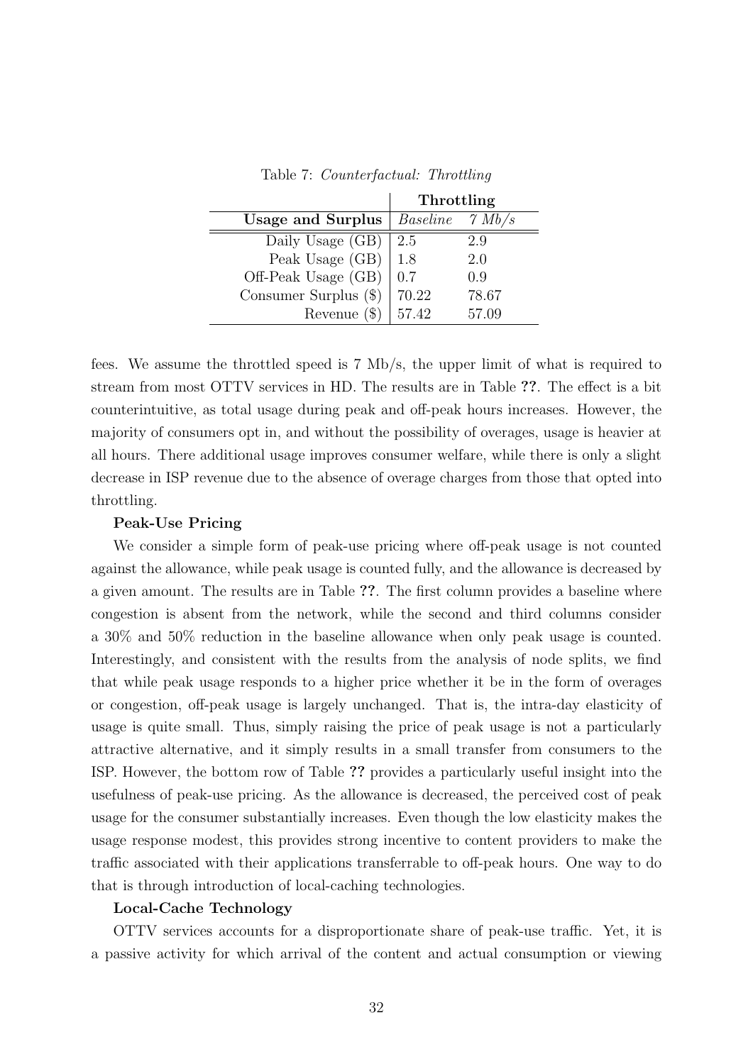Table 7: *Counterfactual: Throttling*

| | **Throttling** | |
|---|---|---|
| **Usage and Surplus** | *Baseline* | *7 Mb/s* |
| Daily Usage (GB) | 2.5 | 2.9 |
| Peak Usage (GB) | 1.8 | 2.0 |
| Off-Peak Usage (GB) | 0.7 | 0.9 |
| Consumer Surplus ($) | 70.22 | 78.67 |
| Revenue ($) | 57.42 | 57.09 |

fees. We assume the throttled speed is 7 Mb/s, the upper limit of what is required to stream from most OTTV services in HD. The results are in Table **??**. The effect is a bit counterintuitive, as total usage during peak and off-peak hours increases. However, the majority of consumers opt in, and without the possibility of overages, usage is heavier at all hours. There additional usage improves consumer welfare, while there is only a slight decrease in ISP revenue due to the absence of overage charges from those that opted into throttling.

**Peak-Use Pricing**

We consider a simple form of peak-use pricing where off-peak usage is not counted against the allowance, while peak usage is counted fully, and the allowance is decreased by a given amount. The results are in Table **??**. The first column provides a baseline where congestion is absent from the network, while the second and third columns consider a 30% and 50% reduction in the baseline allowance when only peak usage is counted. Interestingly, and consistent with the results from the analysis of node splits, we find that while peak usage responds to a higher price whether it be in the form of overages or congestion, off-peak usage is largely unchanged. That is, the intra-day elasticity of usage is quite small. Thus, simply raising the price of peak usage is not a particularly attractive alternative, and it simply results in a small transfer from consumers to the ISP. However, the bottom row of Table **??** provides a particularly useful insight into the usefulness of peak-use pricing. As the allowance is decreased, the perceived cost of peak usage for the consumer substantially increases. Even though the low elasticity makes the usage response modest, this provides strong incentive to content providers to make the traffic associated with their applications transferrable to off-peak hours. One way to do that is through introduction of local-caching technologies.

**Local-Cache Technology**

OTTV services accounts for a disproportionate share of peak-use traffic. Yet, it is a passive activity for which arrival of the content and actual consumption or viewing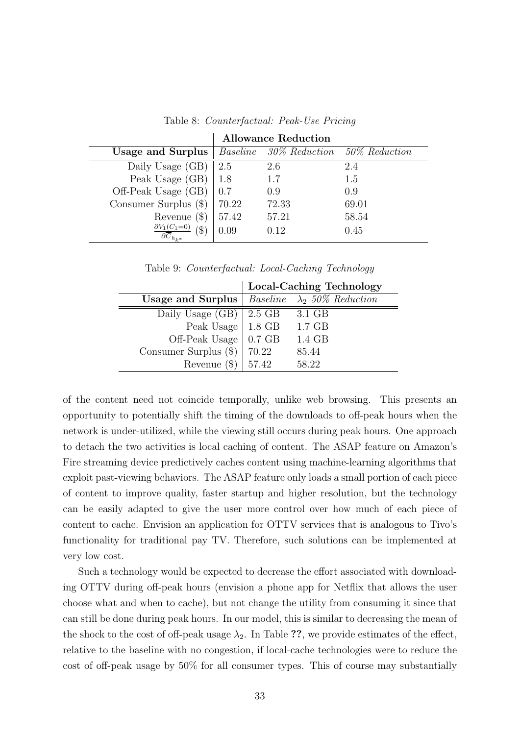Table 8: *Counterfactual: Peak-Use Pricing*

| | **Allowance Reduction** | | |
|---|---|---|---|
| **Usage and Surplus** | *Baseline* | *30% Reduction* | *50% Reduction* |
| Daily Usage (GB) | 2.5 | 2.6 | 2.4 |
| Peak Usage (GB) | 1.8 | 1.7 | 1.5 |
| Off-Peak Usage (GB) | 0.7 | 0.9 | 0.9 |
| Consumer Surplus ($) | 70.22 | 72.33 | 69.01 |
| Revenue ($) | 57.42 | 57.21 | 58.54 |
| $\frac{\partial V_1(C_1=0)}{\partial \overline{C}_{h_{k^*}}}$ ($) | 0.09 | 0.12 | 0.45 |

Table 9: *Counterfactual: Local-Caching Technology*

| | **Local-Caching Technology** | |
|---|---|---|
| **Usage and Surplus** | *Baseline* | *$\lambda_2$ 50% Reduction* |
| Daily Usage (GB) | 2.5 GB | 3.1 GB |
| Peak Usage | 1.8 GB | 1.7 GB |
| Off-Peak Usage | 0.7 GB | 1.4 GB |
| Consumer Surplus ($) | 70.22 | 85.44 |
| Revenue ($) | 57.42 | 58.22 |

of the content need not coincide temporally, unlike web browsing. This presents an opportunity to potentially shift the timing of the downloads to off-peak hours when the network is under-utilized, while the viewing still occurs during peak hours. One approach to detach the two activities is local caching of content. The ASAP feature on Amazon's Fire streaming device predictively caches content using machine-learning algorithms that exploit past-viewing behaviors. The ASAP feature only loads a small portion of each piece of content to improve quality, faster startup and higher resolution, but the technology can be easily adapted to give the user more control over how much of each piece of content to cache. Envision an application for OTTV services that is analogous to Tivo's functionality for traditional pay TV. Therefore, such solutions can be implemented at very low cost.

Such a technology would be expected to decrease the effort associated with downloading OTTV during off-peak hours (envision a phone app for Netflix that allows the user choose what and when to cache), but not change the utility from consuming it since that can still be done during peak hours. In our model, this is similar to decreasing the mean of the shock to the cost of off-peak usage $\lambda_2$. In Table **??**, we provide estimates of the effect, relative to the baseline with no congestion, if local-cache technologies were to reduce the cost of off-peak usage by 50% for all consumer types. This of course may substantially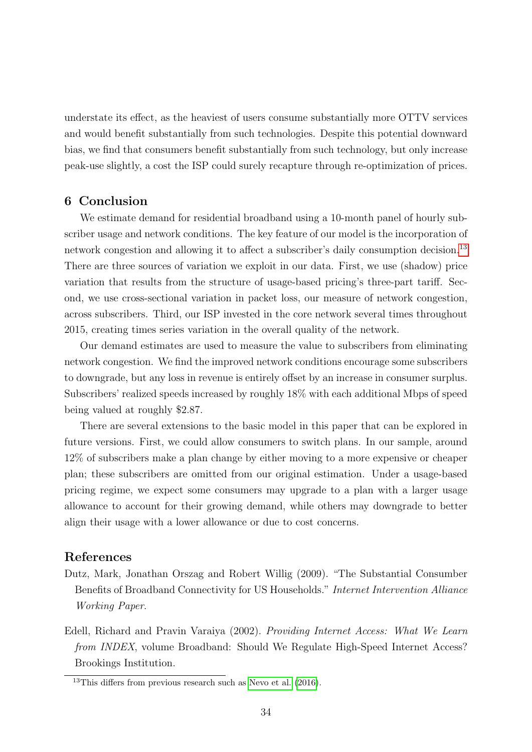understate its effect, as the heaviest of users consume substantially more OTTV services and would benefit substantially from such technologies. Despite this potential downward bias, we find that consumers benefit substantially from such technology, but only increase peak-use slightly, a cost the ISP could surely recapture through re-optimization of prices.

## 6 Conclusion

We estimate demand for residential broadband using a 10-month panel of hourly subscriber usage and network conditions. The key feature of our model is the incorporation of network congestion and allowing it to affect a subscriber's daily consumption decision.[13] There are three sources of variation we exploit in our data. First, we use (shadow) price variation that results from the structure of usage-based pricing's three-part tariff. Second, we use cross-sectional variation in packet loss, our measure of network congestion, across subscribers. Third, our ISP invested in the core network several times throughout 2015, creating times series variation in the overall quality of the network.

Our demand estimates are used to measure the value to subscribers from eliminating network congestion. We find the improved network conditions encourage some subscribers to downgrade, but any loss in revenue is entirely offset by an increase in consumer surplus. Subscribers' realized speeds increased by roughly 18% with each additional Mbps of speed being valued at roughly \$2.87.

There are several extensions to the basic model in this paper that can be explored in future versions. First, we could allow consumers to switch plans. In our sample, around 12% of subscribers make a plan change by either moving to a more expensive or cheaper plan; these subscribers are omitted from our original estimation. Under a usage-based pricing regime, we expect some consumers may upgrade to a plan with a larger usage allowance to account for their growing demand, while others may downgrade to better align their usage with a lower allowance or due to cost concerns.

## References

Dutz, Mark, Jonathan Orszag and Robert Willig (2009). "The Substantial Consumer Benefits of Broadband Connectivity for US Households." *Internet Intervention Alliance Working Paper*.

Edell, Richard and Pravin Varaiya (2002). *Providing Internet Access: What We Learn from INDEX*, volume Broadband: Should We Regulate High-Speed Internet Access? Brookings Institution.

---

[13] This differs from previous research such as Nevo et al. (2016).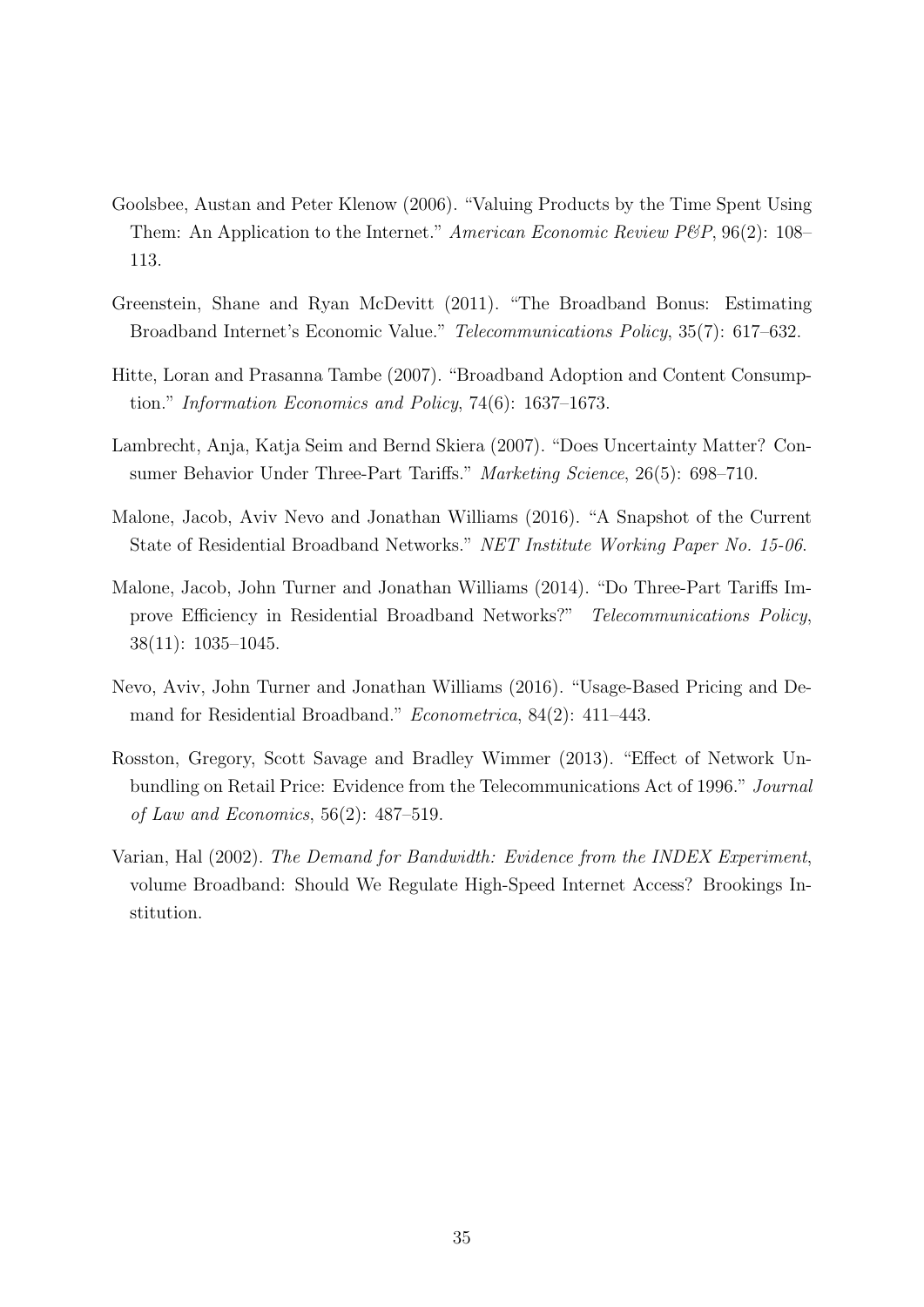Goolsbee, Austan and Peter Klenow (2006). "Valuing Products by the Time Spent Using Them: An Application to the Internet." *American Economic Review P&P*, 96(2): 108–113.

Greenstein, Shane and Ryan McDevitt (2011). "The Broadband Bonus: Estimating Broadband Internet's Economic Value." *Telecommunications Policy*, 35(7): 617–632.

Hitte, Loran and Prasanna Tambe (2007). "Broadband Adoption and Content Consumption." *Information Economics and Policy*, 74(6): 1637–1673.

Lambrecht, Anja, Katja Seim and Bernd Skiera (2007). "Does Uncertainty Matter? Consumer Behavior Under Three-Part Tariffs." *Marketing Science*, 26(5): 698–710.

Malone, Jacob, Aviv Nevo and Jonathan Williams (2016). "A Snapshot of the Current State of Residential Broadband Networks." *NET Institute Working Paper No. 15-06*.

Malone, Jacob, John Turner and Jonathan Williams (2014). "Do Three-Part Tariffs Improve Efficiency in Residential Broadband Networks?" *Telecommunications Policy*, 38(11): 1035–1045.

Nevo, Aviv, John Turner and Jonathan Williams (2016). "Usage-Based Pricing and Demand for Residential Broadband." *Econometrica*, 84(2): 411–443.

Rosston, Gregory, Scott Savage and Bradley Wimmer (2013). "Effect of Network Unbundling on Retail Price: Evidence from the Telecommunications Act of 1996." *Journal of Law and Economics*, 56(2): 487–519.

Varian, Hal (2002). *The Demand for Bandwidth: Evidence from the INDEX Experiment*, volume Broadband: Should We Regulate High-Speed Internet Access? Brookings Institution.